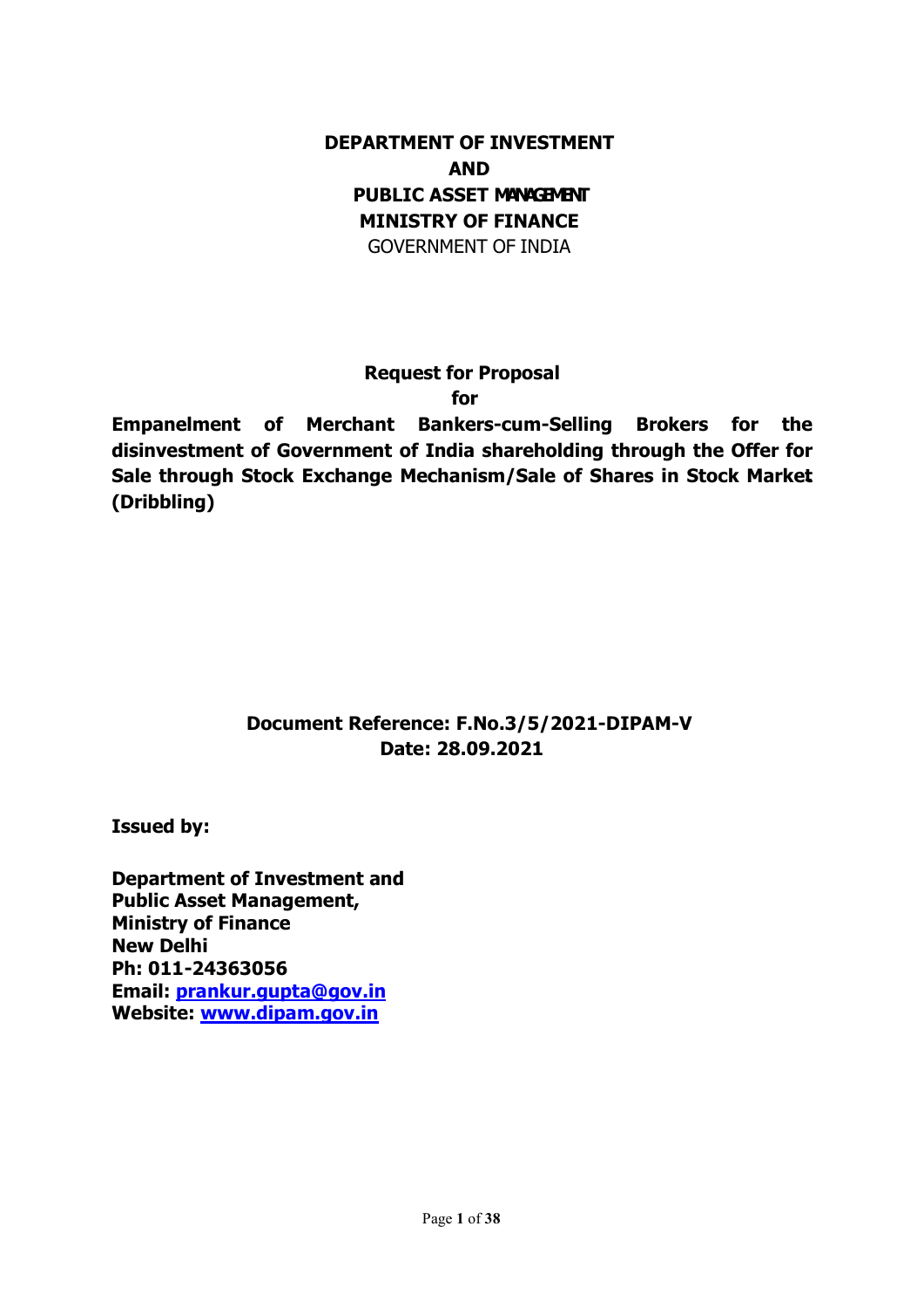# DEPARTMENT OF INVESTMENT AND PUBLIC ASSET MANAGEMENT

## MINISTRY OF FINANCE

GOVERNMENT OF INDIA

**Request for Proposal**

**for**

**Empanelment of Merchant Bankers-cum-Selling Brokers for the disinvestment of Government of India shareholding through the Offer for Sale through Stock Exchange Mechanism/Sale of Shares in Stock Market (Dribbling)**

**Document Reference: F.No.3/5/2021-DIPAM-V**
**Date: 28.09.2021**

**Issued by:**

**Department of Investment and**
**Public Asset Management,**
**Ministry of Finance**
**New Delhi**
**Ph: 011-24363056**
**Email: prankur.gupta@gov.in**
**Website: www.dipam.gov.in**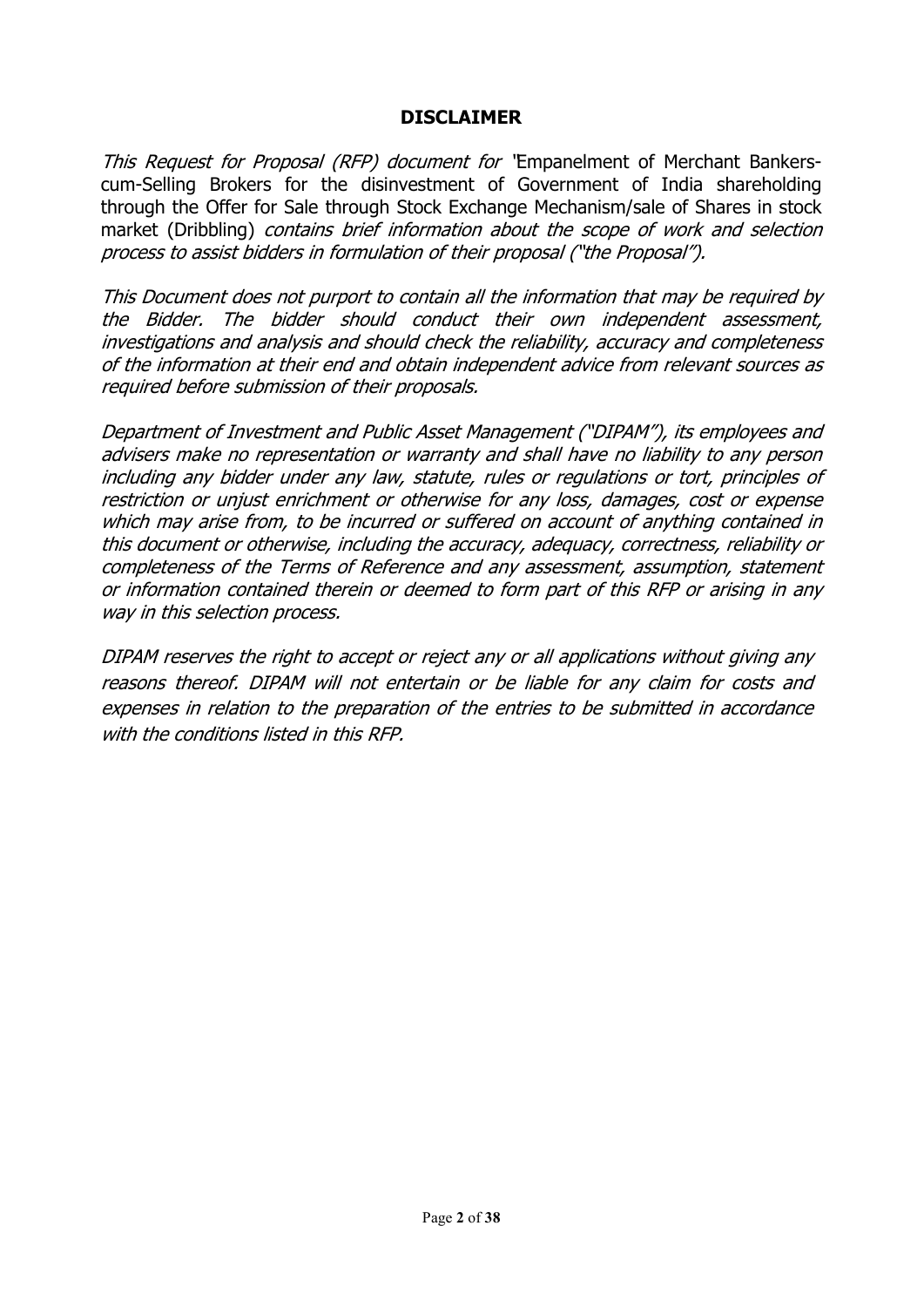## DISCLAIMER

*This Request for Proposal (RFP) document for* "Empanelment of Merchant Bankers-cum-Selling Brokers for the disinvestment of Government of India shareholding through the Offer for Sale through Stock Exchange Mechanism/sale of Shares in stock market (Dribbling) *contains brief information about the scope of work and selection process to assist bidders in formulation of their proposal ("the Proposal").*

*This Document does not purport to contain all the information that may be required by the Bidder. The bidder should conduct their own independent assessment, investigations and analysis and should check the reliability, accuracy and completeness of the information at their end and obtain independent advice from relevant sources as required before submission of their proposals.*

*Department of Investment and Public Asset Management ("DIPAM"), its employees and advisers make no representation or warranty and shall have no liability to any person including any bidder under any law, statute, rules or regulations or tort, principles of restriction or unjust enrichment or otherwise for any loss, damages, cost or expense which may arise from, to be incurred or suffered on account of anything contained in this document or otherwise, including the accuracy, adequacy, correctness, reliability or completeness of the Terms of Reference and any assessment, assumption, statement or information contained therein or deemed to form part of this RFP or arising in any way in this selection process.*

*DIPAM reserves the right to accept or reject any or all applications without giving any reasons thereof. DIPAM will not entertain or be liable for any claim for costs and expenses in relation to the preparation of the entries to be submitted in accordance with the conditions listed in this RFP.*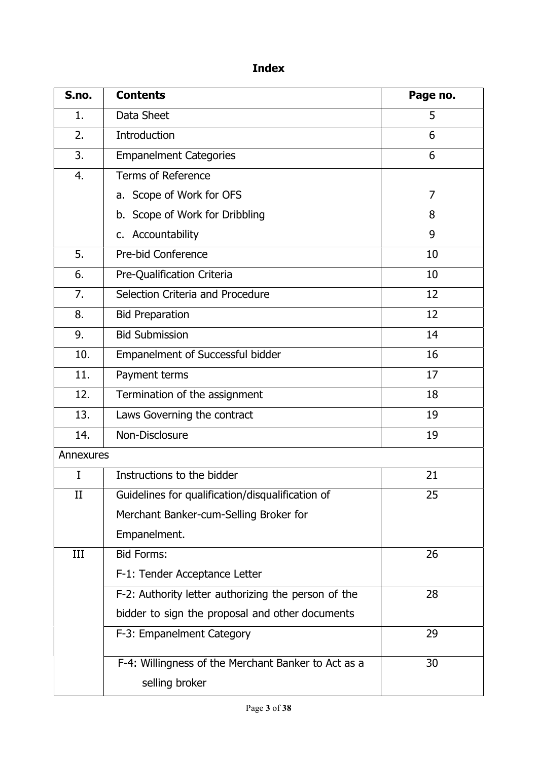# Index

| S.no. | Contents | Page no. |
|---|---|---|
| 1. | Data Sheet | 5 |
| 2. | Introduction | 6 |
| 3. | Empanelment Categories | 6 |
| 4. | Terms of Reference<br>a. Scope of Work for OFS<br>b. Scope of Work for Dribbling<br>c. Accountability | <br>7<br>8<br>9 |
| 5. | Pre-bid Conference | 10 |
| 6. | Pre-Qualification Criteria | 10 |
| 7. | Selection Criteria and Procedure | 12 |
| 8. | Bid Preparation | 12 |
| 9. | Bid Submission | 14 |
| 10. | Empanelment of Successful bidder | 16 |
| 11. | Payment terms | 17 |
| 12. | Termination of the assignment | 18 |
| 13. | Laws Governing the contract | 19 |
| 14. | Non-Disclosure | 19 |
| Annexures | | |
| I | Instructions to the bidder | 21 |
| II | Guidelines for qualification/disqualification of Merchant Banker-cum-Selling Broker for Empanelment. | 25 |
| III | Bid Forms:<br>F-1: Tender Acceptance Letter | 26 |
| | F-2: Authority letter authorizing the person of the bidder to sign the proposal and other documents | 28 |
| | F-3: Empanelment Category | 29 |
| | F-4: Willingness of the Merchant Banker to Act as a selling broker | 30 |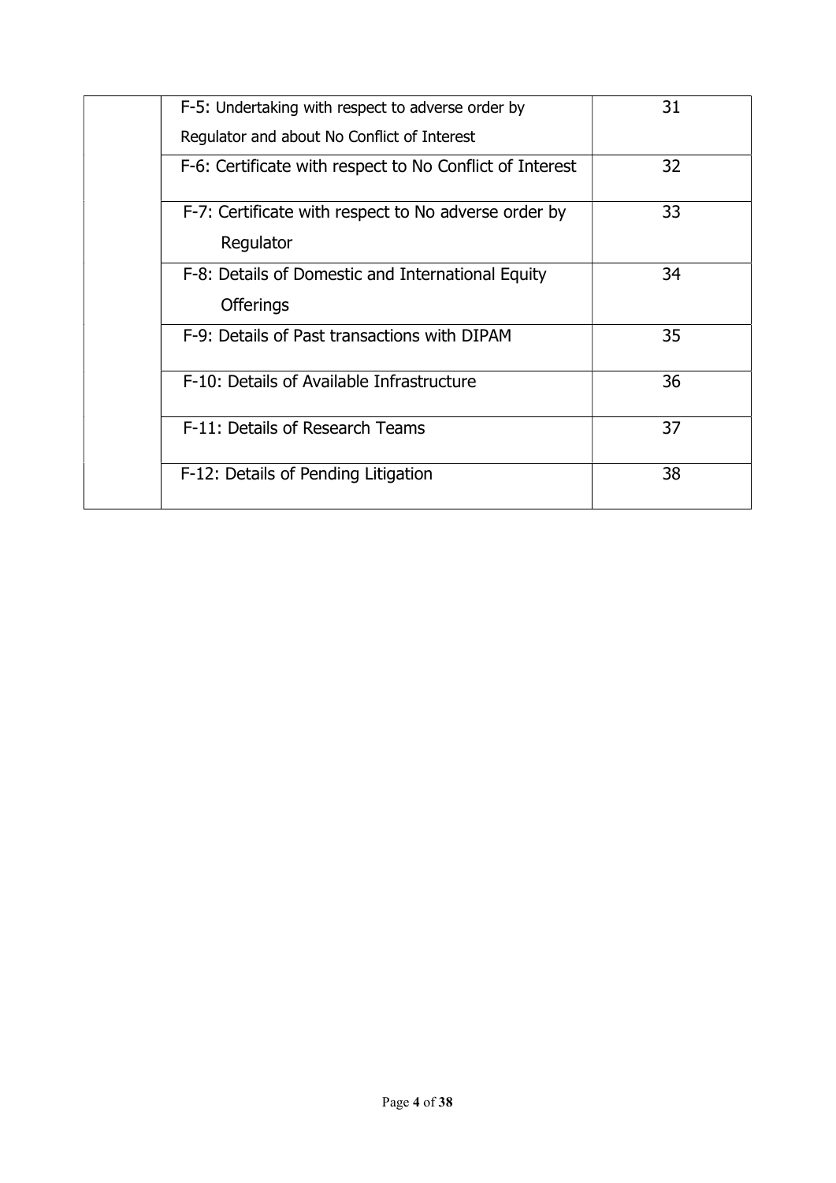| | | |
|---|---|---|
| | F-5: Undertaking with respect to adverse order by Regulator and about No Conflict of Interest | 31 |
| | F-6: Certificate with respect to No Conflict of Interest | 32 |
| | F-7: Certificate with respect to No adverse order by Regulator | 33 |
| | F-8: Details of Domestic and International Equity Offerings | 34 |
| | F-9: Details of Past transactions with DIPAM | 35 |
| | F-10: Details of Available Infrastructure | 36 |
| | F-11: Details of Research Teams | 37 |
| | F-12: Details of Pending Litigation | 38 |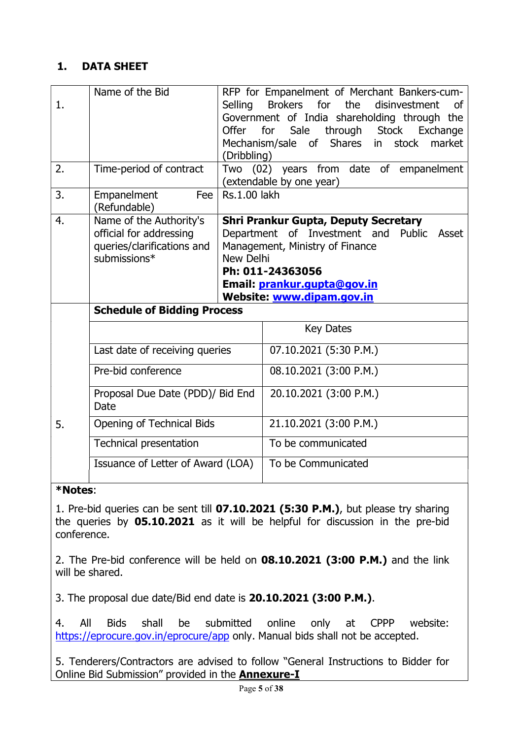## 1. DATA SHEET

| | | |
|---|---|---|
| 1. | Name of the Bid | RFP for Empanelment of Merchant Bankers-cum-Selling Brokers for the disinvestment of Government of India shareholding through the Offer for Sale through Stock Exchange Mechanism/sale of Shares in stock market (Dribbling) |
| 2. | Time-period of contract | Two (02) years from date of empanelment (extendable by one year) |
| 3. | Empanelment Fee (Refundable) | Rs.1.00 lakh |
| 4. | Name of the Authority's official for addressing queries/clarifications and submissions* | **Shri Prankur Gupta, Deputy Secretary**<br>Department of Investment and Public Asset Management, Ministry of Finance<br>New Delhi<br>**Ph: 011-24363056**<br>**Email: prankur.gupta@gov.in**<br>**Website: www.dipam.gov.in** |
| 5. | **Schedule of Bidding Process** | |
| | | Key Dates |
| | Last date of receiving queries | 07.10.2021 (5:30 P.M.) |
| | Pre-bid conference | 08.10.2021 (3:00 P.M.) |
| | Proposal Due Date (PDD)/ Bid End Date | 20.10.2021 (3:00 P.M.) |
| | Opening of Technical Bids | 21.10.2021 (3:00 P.M.) |
| | Technical presentation | To be communicated |
| | Issuance of Letter of Award (LOA) | To be Communicated |

***Notes**:

1. Pre-bid queries can be sent till **07.10.2021 (5:30 P.M.)**, but please try sharing the queries by **05.10.2021** as it will be helpful for discussion in the pre-bid conference.

2. The Pre-bid conference will be held on **08.10.2021 (3:00 P.M.)** and the link will be shared.

3. The proposal due date/Bid end date is **20.10.2021 (3:00 P.M.)**.

4. All Bids shall be submitted online only at CPPP website: https://eprocure.gov.in/eprocure/app only. Manual bids shall not be accepted.

5. Tenderers/Contractors are advised to follow "General Instructions to Bidder for Online Bid Submission" provided in the **Annexure-I**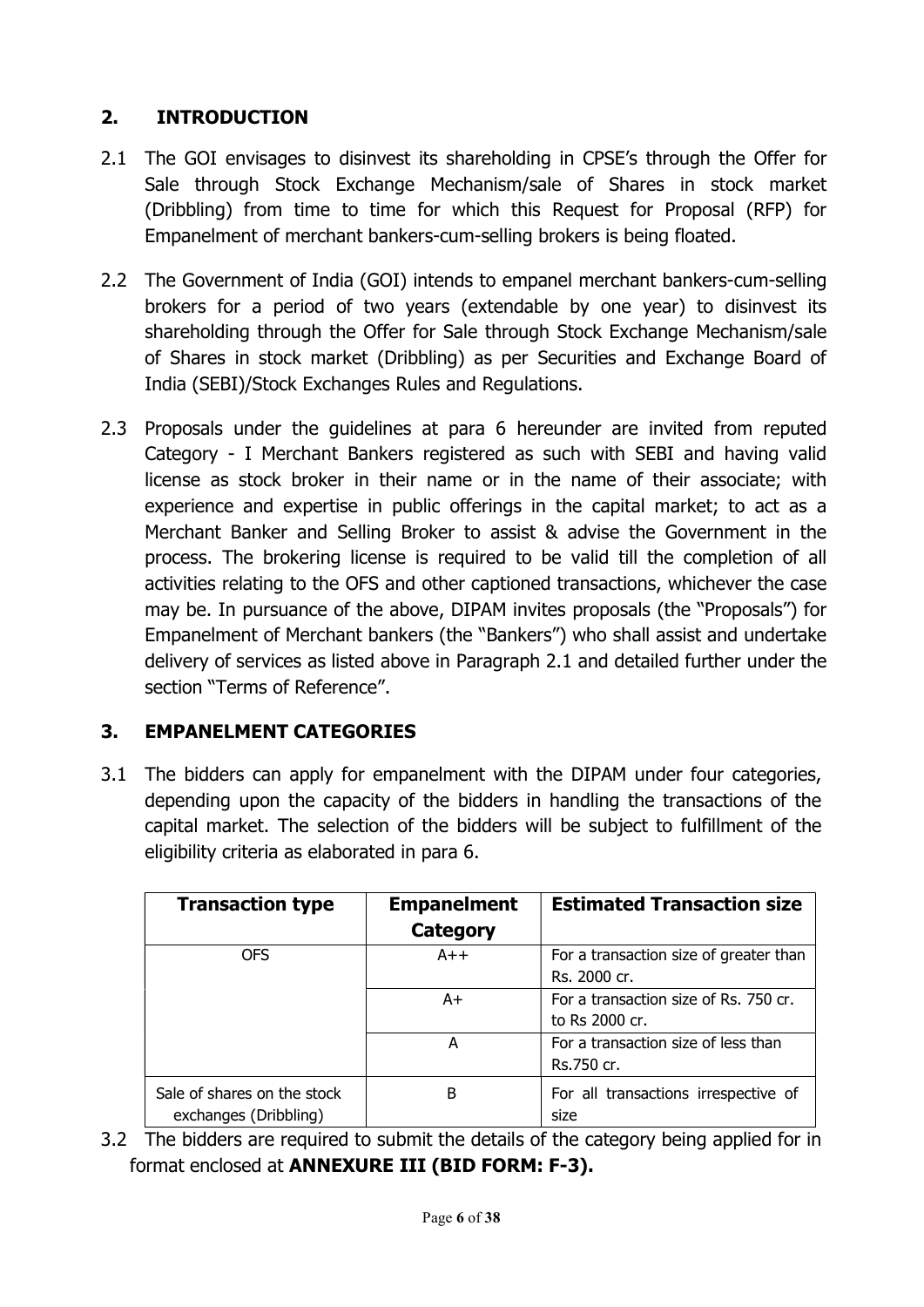## 2. INTRODUCTION

2.1 The GOI envisages to disinvest its shareholding in CPSE's through the Offer for Sale through Stock Exchange Mechanism/sale of Shares in stock market (Dribbling) from time to time for which this Request for Proposal (RFP) for Empanelment of merchant bankers-cum-selling brokers is being floated.

2.2 The Government of India (GOI) intends to empanel merchant bankers-cum-selling brokers for a period of two years (extendable by one year) to disinvest its shareholding through the Offer for Sale through Stock Exchange Mechanism/sale of Shares in stock market (Dribbling) as per Securities and Exchange Board of India (SEBI)/Stock Exchanges Rules and Regulations.

2.3 Proposals under the guidelines at para 6 hereunder are invited from reputed Category - I Merchant Bankers registered as such with SEBI and having valid license as stock broker in their name or in the name of their associate; with experience and expertise in public offerings in the capital market; to act as a Merchant Banker and Selling Broker to assist & advise the Government in the process. The brokering license is required to be valid till the completion of all activities relating to the OFS and other captioned transactions, whichever the case may be. In pursuance of the above, DIPAM invites proposals (the "Proposals") for Empanelment of Merchant bankers (the "Bankers") who shall assist and undertake delivery of services as listed above in Paragraph 2.1 and detailed further under the section "Terms of Reference".

## 3. EMPANELMENT CATEGORIES

3.1 The bidders can apply for empanelment with the DIPAM under four categories, depending upon the capacity of the bidders in handling the transactions of the capital market. The selection of the bidders will be subject to fulfillment of the eligibility criteria as elaborated in para 6.

| Transaction type | Empanelment Category | Estimated Transaction size |
|---|---|---|
| OFS | A++ | For a transaction size of greater than Rs. 2000 cr. |
| | A+ | For a transaction size of Rs. 750 cr. to Rs 2000 cr. |
| | A | For a transaction size of less than Rs.750 cr. |
| Sale of shares on the stock exchanges (Dribbling) | B | For all transactions irrespective of size |

3.2 The bidders are required to submit the details of the category being applied for in format enclosed at **ANNEXURE III (BID FORM: F-3).**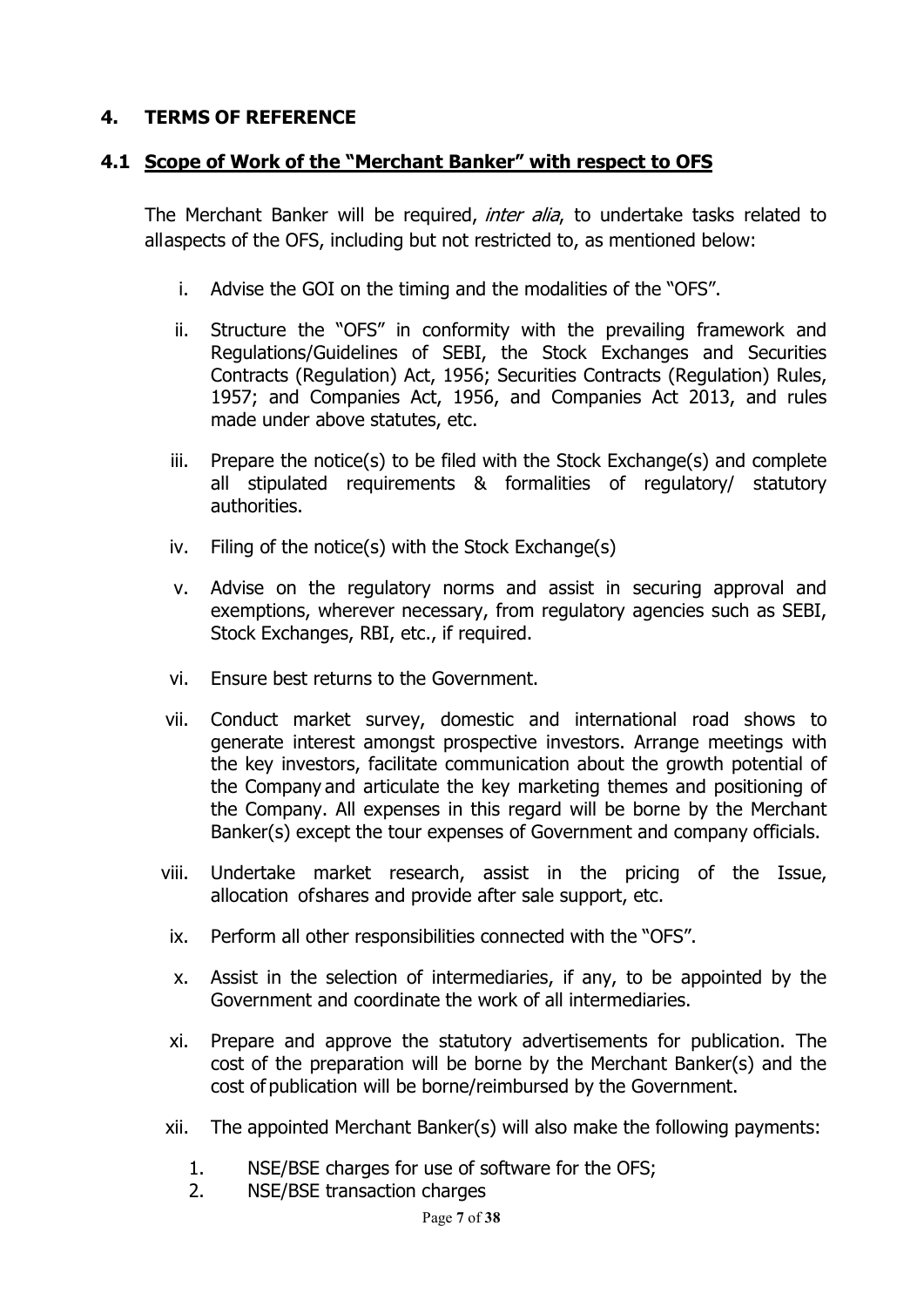## 4. TERMS OF REFERENCE

### 4.1 Scope of Work of the "Merchant Banker" with respect to OFS

The Merchant Banker will be required, *inter alia*, to undertake tasks related to allaspects of the OFS, including but not restricted to, as mentioned below:

i. Advise the GOI on the timing and the modalities of the "OFS".

ii. Structure the "OFS" in conformity with the prevailing framework and Regulations/Guidelines of SEBI, the Stock Exchanges and Securities Contracts (Regulation) Act, 1956; Securities Contracts (Regulation) Rules, 1957; and Companies Act, 1956, and Companies Act 2013, and rules made under above statutes, etc.

iii. Prepare the notice(s) to be filed with the Stock Exchange(s) and complete all stipulated requirements & formalities of regulatory/ statutory authorities.

iv. Filing of the notice(s) with the Stock Exchange(s)

v. Advise on the regulatory norms and assist in securing approval and exemptions, wherever necessary, from regulatory agencies such as SEBI, Stock Exchanges, RBI, etc., if required.

vi. Ensure best returns to the Government.

vii. Conduct market survey, domestic and international road shows to generate interest amongst prospective investors. Arrange meetings with the key investors, facilitate communication about the growth potential of the Company and articulate the key marketing themes and positioning of the Company. All expenses in this regard will be borne by the Merchant Banker(s) except the tour expenses of Government and company officials.

viii. Undertake market research, assist in the pricing of the Issue, allocation ofshares and provide after sale support, etc.

ix. Perform all other responsibilities connected with the "OFS".

x. Assist in the selection of intermediaries, if any, to be appointed by the Government and coordinate the work of all intermediaries.

xi. Prepare and approve the statutory advertisements for publication. The cost of the preparation will be borne by the Merchant Banker(s) and the cost of publication will be borne/reimbursed by the Government.

xii. The appointed Merchant Banker(s) will also make the following payments:

1. NSE/BSE charges for use of software for the OFS;
2. NSE/BSE transaction charges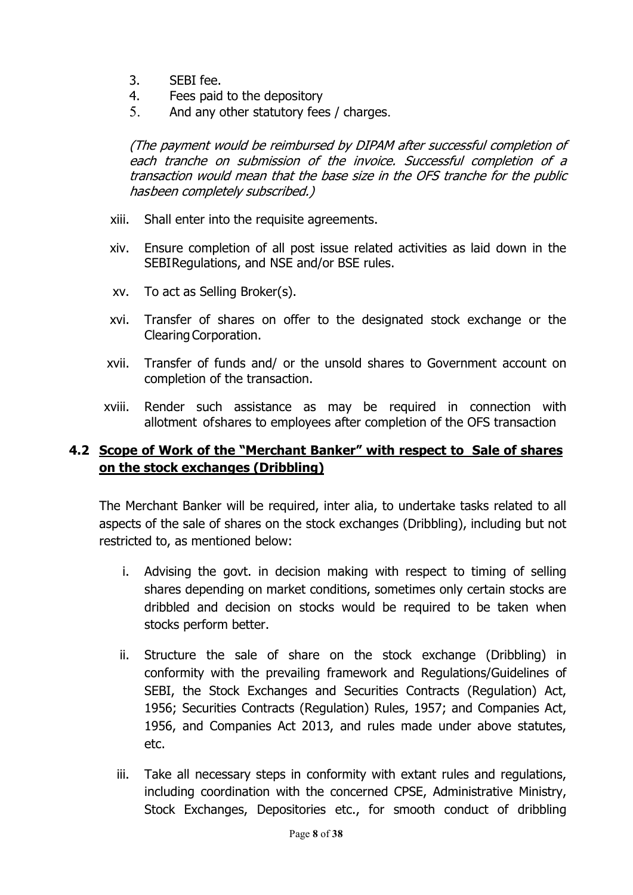3. SEBI fee.
4. Fees paid to the depository
5. And any other statutory fees / charges.

*(The payment would be reimbursed by DIPAM after successful completion of each tranche on submission of the invoice. Successful completion of a transaction would mean that the base size in the OFS tranche for the public hasbeen completely subscribed.)*

xiii. Shall enter into the requisite agreements.

xiv. Ensure completion of all post issue related activities as laid down in the SEBIRegulations, and NSE and/or BSE rules.

xv. To act as Selling Broker(s).

xvi. Transfer of shares on offer to the designated stock exchange or the ClearingCorporation.

xvii. Transfer of funds and/ or the unsold shares to Government account on completion of the transaction.

xviii. Render such assistance as may be required in connection with allotment ofshares to employees after completion of the OFS transaction

## 4.2 Scope of Work of the "Merchant Banker" with respect to Sale of shares on the stock exchanges (Dribbling)

The Merchant Banker will be required, inter alia, to undertake tasks related to all aspects of the sale of shares on the stock exchanges (Dribbling), including but not restricted to, as mentioned below:

i. Advising the govt. in decision making with respect to timing of selling shares depending on market conditions, sometimes only certain stocks are dribbled and decision on stocks would be required to be taken when stocks perform better.

ii. Structure the sale of share on the stock exchange (Dribbling) in conformity with the prevailing framework and Regulations/Guidelines of SEBI, the Stock Exchanges and Securities Contracts (Regulation) Act, 1956; Securities Contracts (Regulation) Rules, 1957; and Companies Act, 1956, and Companies Act 2013, and rules made under above statutes, etc.

iii. Take all necessary steps in conformity with extant rules and regulations, including coordination with the concerned CPSE, Administrative Ministry, Stock Exchanges, Depositories etc., for smooth conduct of dribbling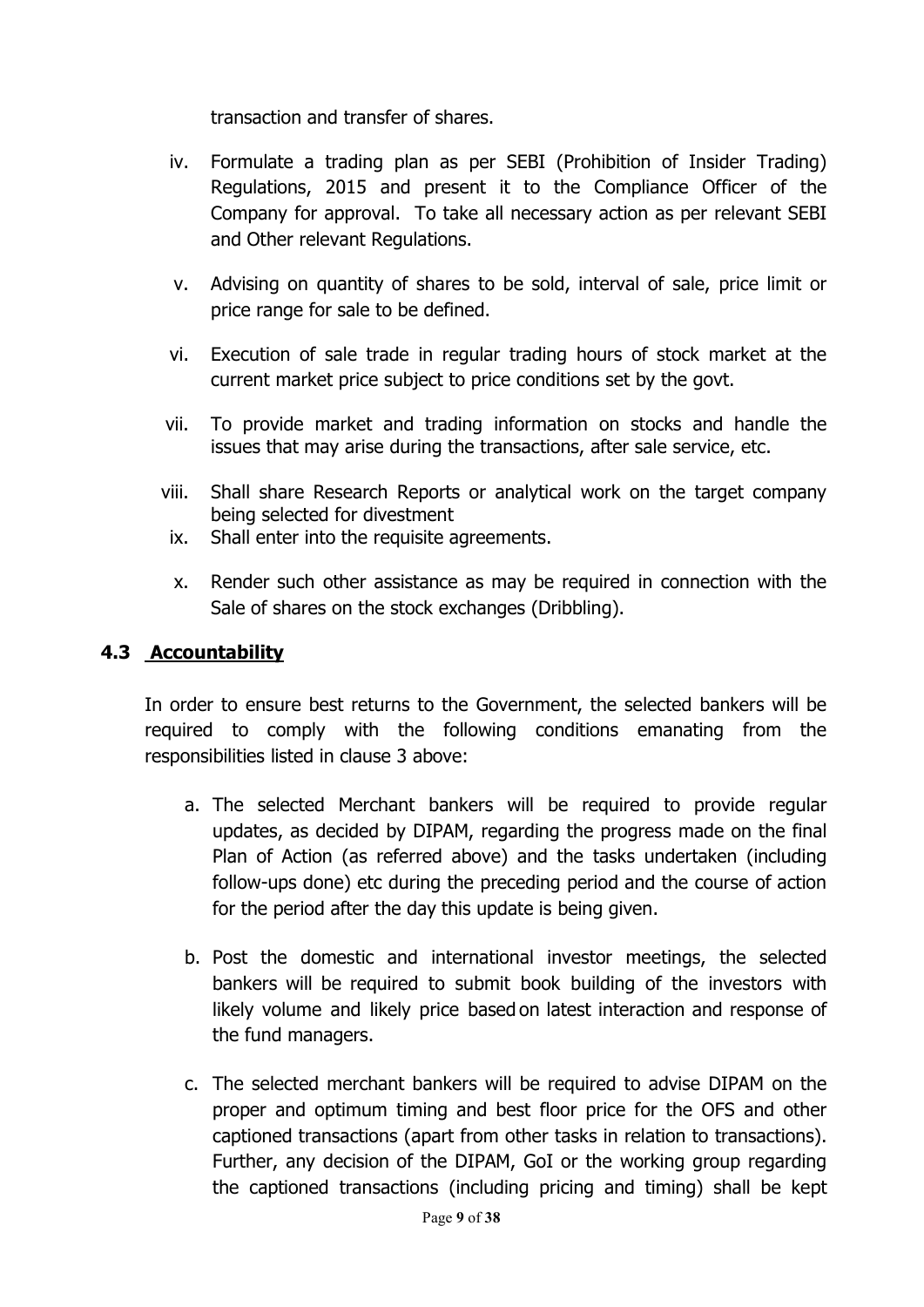transaction and transfer of shares.

iv. Formulate a trading plan as per SEBI (Prohibition of Insider Trading) Regulations, 2015 and present it to the Compliance Officer of the Company for approval. To take all necessary action as per relevant SEBI and Other relevant Regulations.

v. Advising on quantity of shares to be sold, interval of sale, price limit or price range for sale to be defined.

vi. Execution of sale trade in regular trading hours of stock market at the current market price subject to price conditions set by the govt.

vii. To provide market and trading information on stocks and handle the issues that may arise during the transactions, after sale service, etc.

viii. Shall share Research Reports or analytical work on the target company being selected for divestment

ix. Shall enter into the requisite agreements.

x. Render such other assistance as may be required in connection with the Sale of shares on the stock exchanges (Dribbling).

### 4.3 Accountability

In order to ensure best returns to the Government, the selected bankers will be required to comply with the following conditions emanating from the responsibilities listed in clause 3 above:

a. The selected Merchant bankers will be required to provide regular updates, as decided by DIPAM, regarding the progress made on the final Plan of Action (as referred above) and the tasks undertaken (including follow-ups done) etc during the preceding period and the course of action for the period after the day this update is being given.

b. Post the domestic and international investor meetings, the selected bankers will be required to submit book building of the investors with likely volume and likely price based on latest interaction and response of the fund managers.

c. The selected merchant bankers will be required to advise DIPAM on the proper and optimum timing and best floor price for the OFS and other captioned transactions (apart from other tasks in relation to transactions). Further, any decision of the DIPAM, GoI or the working group regarding the captioned transactions (including pricing and timing) shall be kept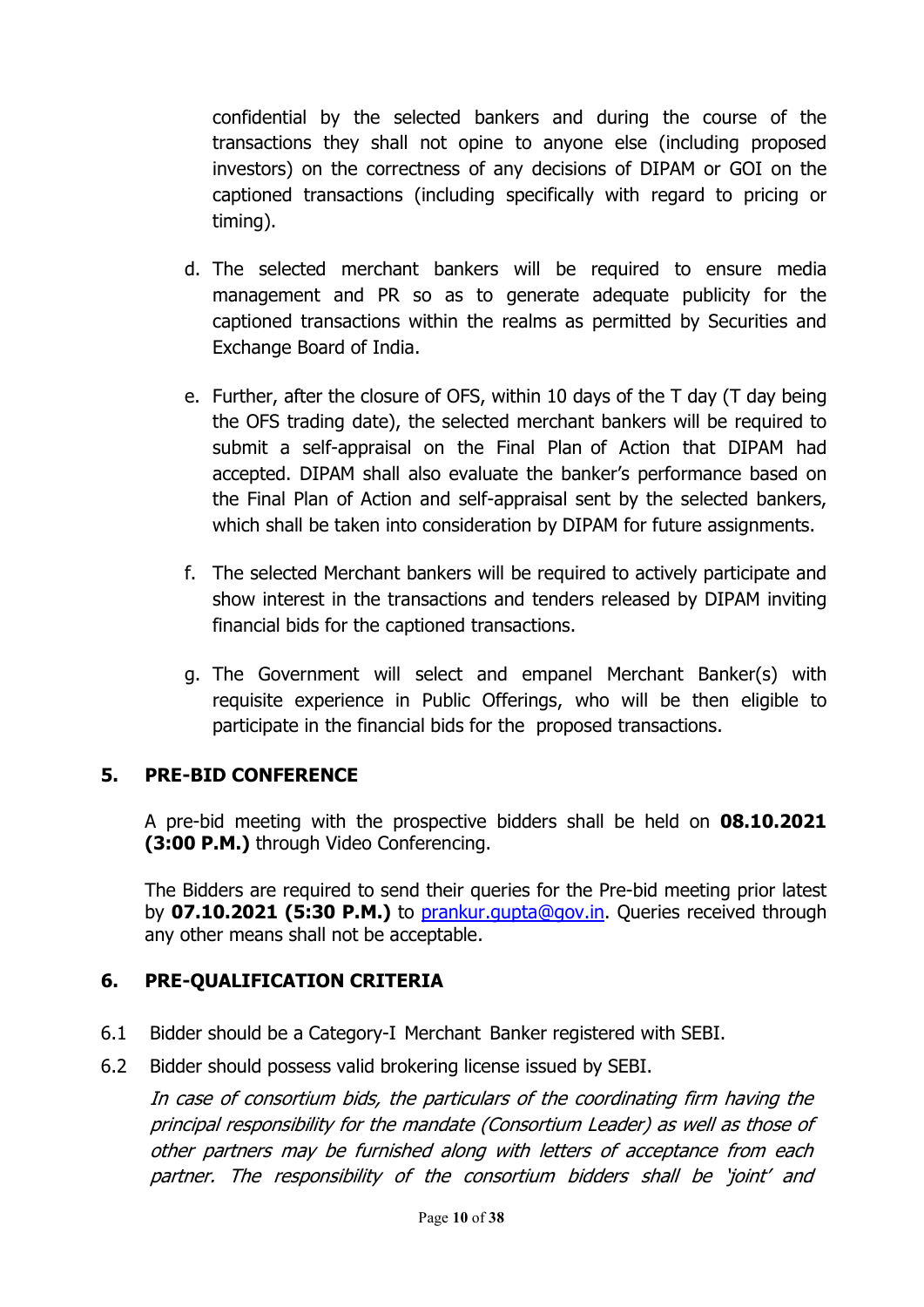confidential by the selected bankers and during the course of the transactions they shall not opine to anyone else (including proposed investors) on the correctness of any decisions of DIPAM or GOI on the captioned transactions (including specifically with regard to pricing or timing).

d. The selected merchant bankers will be required to ensure media management and PR so as to generate adequate publicity for the captioned transactions within the realms as permitted by Securities and Exchange Board of India.

e. Further, after the closure of OFS, within 10 days of the T day (T day being the OFS trading date), the selected merchant bankers will be required to submit a self-appraisal on the Final Plan of Action that DIPAM had accepted. DIPAM shall also evaluate the banker's performance based on the Final Plan of Action and self-appraisal sent by the selected bankers, which shall be taken into consideration by DIPAM for future assignments.

f. The selected Merchant bankers will be required to actively participate and show interest in the transactions and tenders released by DIPAM inviting financial bids for the captioned transactions.

g. The Government will select and empanel Merchant Banker(s) with requisite experience in Public Offerings, who will be then eligible to participate in the financial bids for the proposed transactions.

## 5. PRE-BID CONFERENCE

A pre-bid meeting with the prospective bidders shall be held on **08.10.2021 (3:00 P.M.)** through Video Conferencing.

The Bidders are required to send their queries for the Pre-bid meeting prior latest by **07.10.2021 (5:30 P.M.)** to prankur.gupta@gov.in. Queries received through any other means shall not be acceptable.

## 6. PRE-QUALIFICATION CRITERIA

6.1 Bidder should be a Category-I Merchant Banker registered with SEBI.

6.2 Bidder should possess valid brokering license issued by SEBI.

*In case of consortium bids, the particulars of the coordinating firm having the principal responsibility for the mandate (Consortium Leader) as well as those of other partners may be furnished along with letters of acceptance from each partner. The responsibility of the consortium bidders shall be 'joint' and*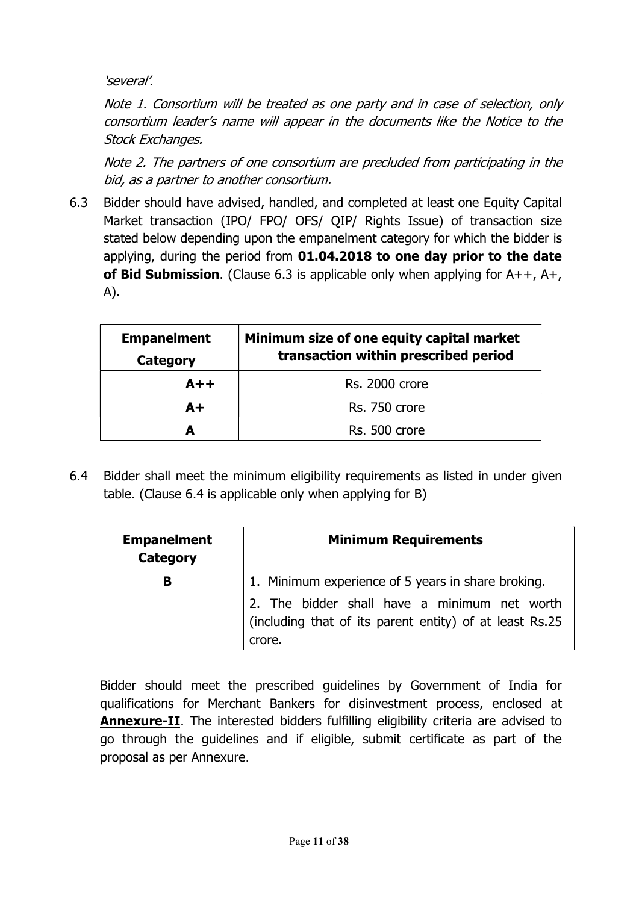*'several'.*

*Note 1. Consortium will be treated as one party and in case of selection, only consortium leader's name will appear in the documents like the Notice to the Stock Exchanges.*

*Note 2. The partners of one consortium are precluded from participating in the bid, as a partner to another consortium.*

6.3 Bidder should have advised, handled, and completed at least one Equity Capital Market transaction (IPO/ FPO/ OFS/ QIP/ Rights Issue) of transaction size stated below depending upon the empanelment category for which the bidder is applying, during the period from **01.04.2018 to one day prior to the date of Bid Submission**. (Clause 6.3 is applicable only when applying for A++, A+, A).

| Empanelment Category | Minimum size of one equity capital market transaction within prescribed period |
|---|---|
| **A++** | Rs. 2000 crore |
| **A+** | Rs. 750 crore |
| **A** | Rs. 500 crore |

6.4 Bidder shall meet the minimum eligibility requirements as listed in under given table. (Clause 6.4 is applicable only when applying for B)

| Empanelment Category | Minimum Requirements |
|---|---|
| **B** | 1. Minimum experience of 5 years in share broking.<br>2. The bidder shall have a minimum net worth (including that of its parent entity) of at least Rs.25 crore. |

Bidder should meet the prescribed guidelines by Government of India for qualifications for Merchant Bankers for disinvestment process, enclosed at **Annexure-II**. The interested bidders fulfilling eligibility criteria are advised to go through the guidelines and if eligible, submit certificate as part of the proposal as per Annexure.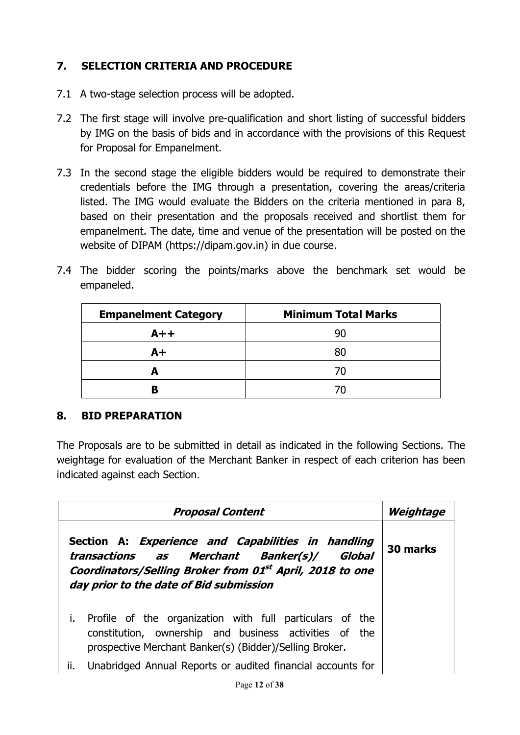## 7. SELECTION CRITERIA AND PROCEDURE

7.1 A two-stage selection process will be adopted.

7.2 The first stage will involve pre-qualification and short listing of successful bidders by IMG on the basis of bids and in accordance with the provisions of this Request for Proposal for Empanelment.

7.3 In the second stage the eligible bidders would be required to demonstrate their credentials before the IMG through a presentation, covering the areas/criteria listed. The IMG would evaluate the Bidders on the criteria mentioned in para 8, based on their presentation and the proposals received and shortlist them for empanelment. The date, time and venue of the presentation will be posted on the website of DIPAM (https://dipam.gov.in) in due course.

7.4 The bidder scoring the points/marks above the benchmark set would be empaneled.

| Empanelment Category | Minimum Total Marks |
|---|---|
| A++ | 90 |
| A+ | 80 |
| A | 70 |
| B | 70 |

## 8. BID PREPARATION

The Proposals are to be submitted in detail as indicated in the following Sections. The weightage for evaluation of the Merchant Banker in respect of each criterion has been indicated against each Section.

| *Proposal Content* | *Weightage* |
|---|---|
| **Section A:** ***Experience and Capabilities in handling transactions as Merchant Banker(s)/ Global Coordinators/Selling Broker from 01st April, 2018 to one day prior to the date of Bid submission*** <br><br> i. Profile of the organization with full particulars of the constitution, ownership and business activities of the prospective Merchant Banker(s) (Bidder)/Selling Broker. <br> ii. Unabridged Annual Reports or audited financial accounts for | **30 marks** |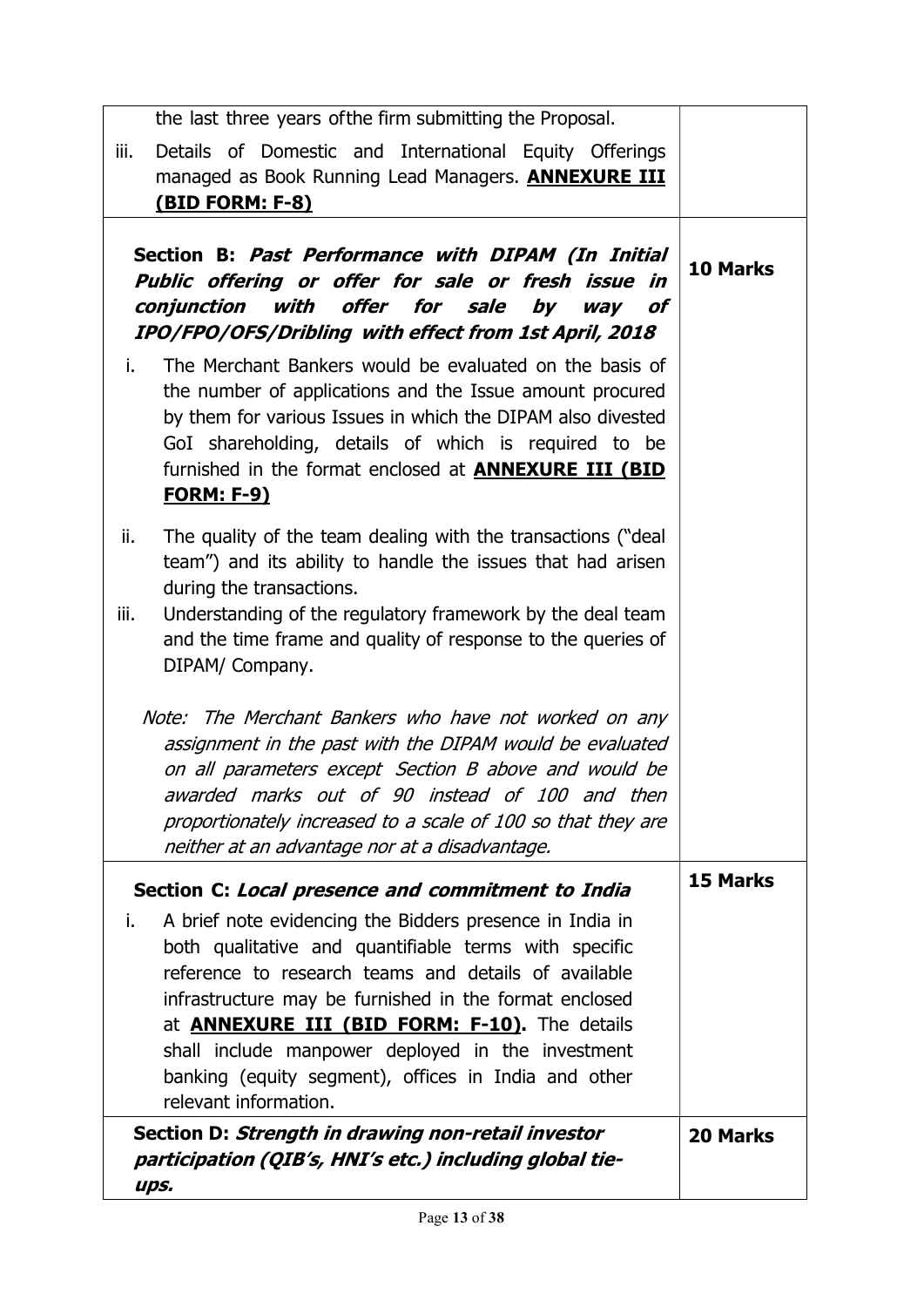| | |
|---|---|
| the last three years ofthe firm submitting the Proposal.<br><br>iii. Details of Domestic and International Equity Offerings managed as Book Running Lead Managers. **<u>ANNEXURE III (BID FORM: F-8)</u>** | |
| **Section B: *Past Performance with DIPAM (In Initial Public offering or offer for sale or fresh issue in conjunction with offer for sale by way of IPO/FPO/OFS/Dribling with effect from 1st April, 2018*** <br><br>i. The Merchant Bankers would be evaluated on the basis of the number of applications and the Issue amount procured by them for various Issues in which the DIPAM also divested GoI shareholding, details of which is required to be furnished in the format enclosed at **<u>ANNEXURE III (BID FORM: F-9)</u>**<br><br>ii. The quality of the team dealing with the transactions ("deal team") and its ability to handle the issues that had arisen during the transactions.<br><br>iii. Understanding of the regulatory framework by the deal team and the time frame and quality of response to the queries of DIPAM/ Company.<br><br>*Note: The Merchant Bankers who have not worked on any assignment in the past with the DIPAM would be evaluated on all parameters except Section B above and would be awarded marks out of 90 instead of 100 and then proportionately increased to a scale of 100 so that they are neither at an advantage nor at a disadvantage.* | **10 Marks** |
| **Section C: *Local presence and commitment to India***<br><br>i. A brief note evidencing the Bidders presence in India in both qualitative and quantifiable terms with specific reference to research teams and details of available infrastructure may be furnished in the format enclosed at **<u>ANNEXURE III (BID FORM: F-10)</u>.** The details shall include manpower deployed in the investment banking (equity segment), offices in India and other relevant information. | **15 Marks** |
| **Section D: *Strength in drawing non-retail investor participation (QIB's, HNI's etc.) including global tie-ups.*** | **20 Marks** |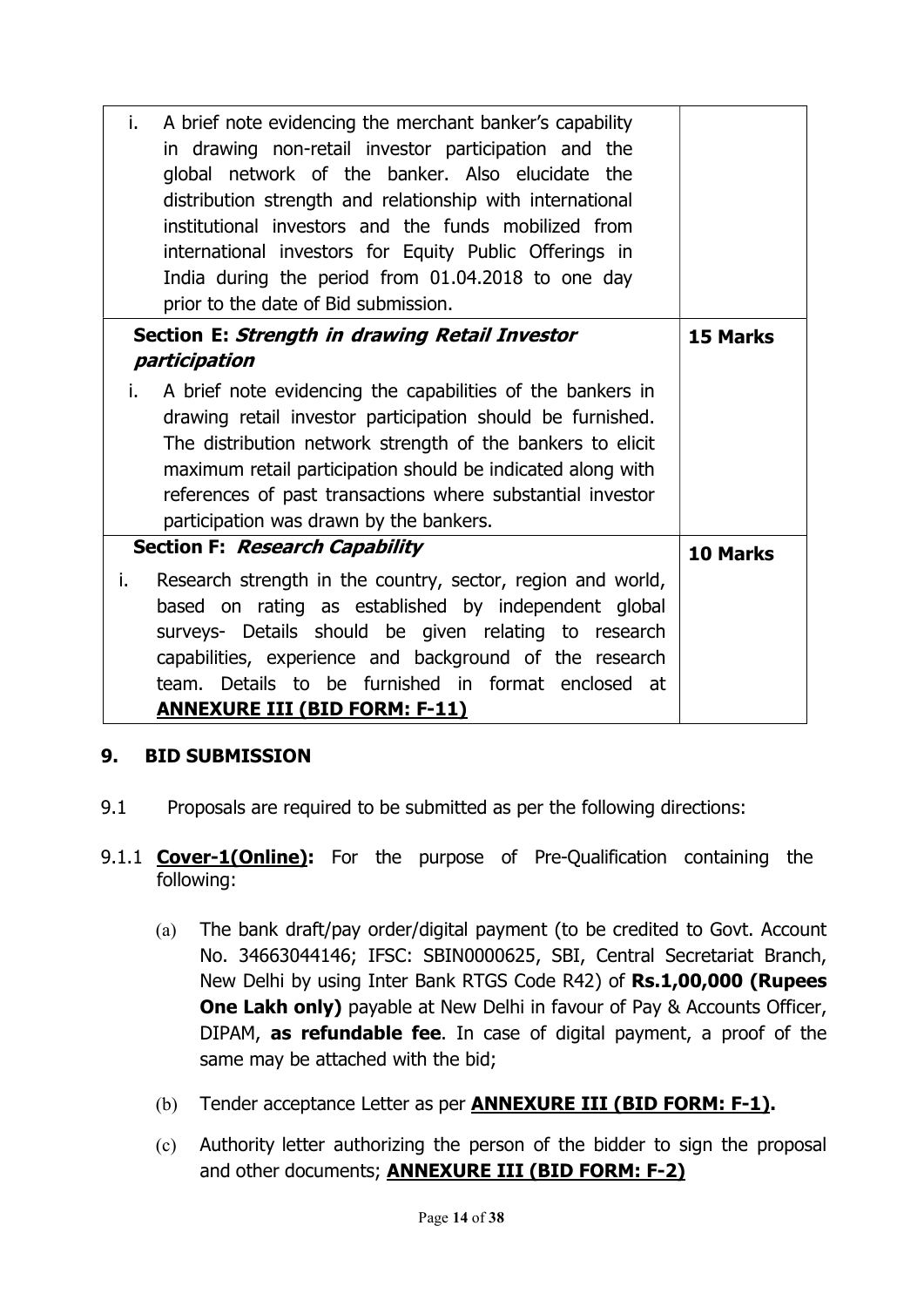| | |
|---|---|
| i. A brief note evidencing the merchant banker's capability in drawing non-retail investor participation and the global network of the banker. Also elucidate the distribution strength and relationship with international institutional investors and the funds mobilized from international investors for Equity Public Offerings in India during the period from 01.04.2018 to one day prior to the date of Bid submission. | |
| **Section E: *Strength in drawing Retail Investor participation*** <br> i. A brief note evidencing the capabilities of the bankers in drawing retail investor participation should be furnished. The distribution network strength of the bankers to elicit maximum retail participation should be indicated along with references of past transactions where substantial investor participation was drawn by the bankers. | **15 Marks** |
| **Section F: *Research Capability*** <br> i. Research strength in the country, sector, region and world, based on rating as established by independent global surveys- Details should be given relating to research capabilities, experience and background of the research team. Details to be furnished in format enclosed at **ANNEXURE III (BID FORM: F-11)** | **10 Marks** |

## 9. BID SUBMISSION

9.1 Proposals are required to be submitted as per the following directions:

9.1.1 **Cover-1(Online):** For the purpose of Pre-Qualification containing the following:

(a) The bank draft/pay order/digital payment (to be credited to Govt. Account No. 34663044146; IFSC: SBIN0000625, SBI, Central Secretariat Branch, New Delhi by using Inter Bank RTGS Code R42) of **Rs.1,00,000 (Rupees One Lakh only)** payable at New Delhi in favour of Pay & Accounts Officer, DIPAM, **as refundable fee**. In case of digital payment, a proof of the same may be attached with the bid;

(b) Tender acceptance Letter as per **ANNEXURE III (BID FORM: F-1).**

(c) Authority letter authorizing the person of the bidder to sign the proposal and other documents; **ANNEXURE III (BID FORM: F-2)**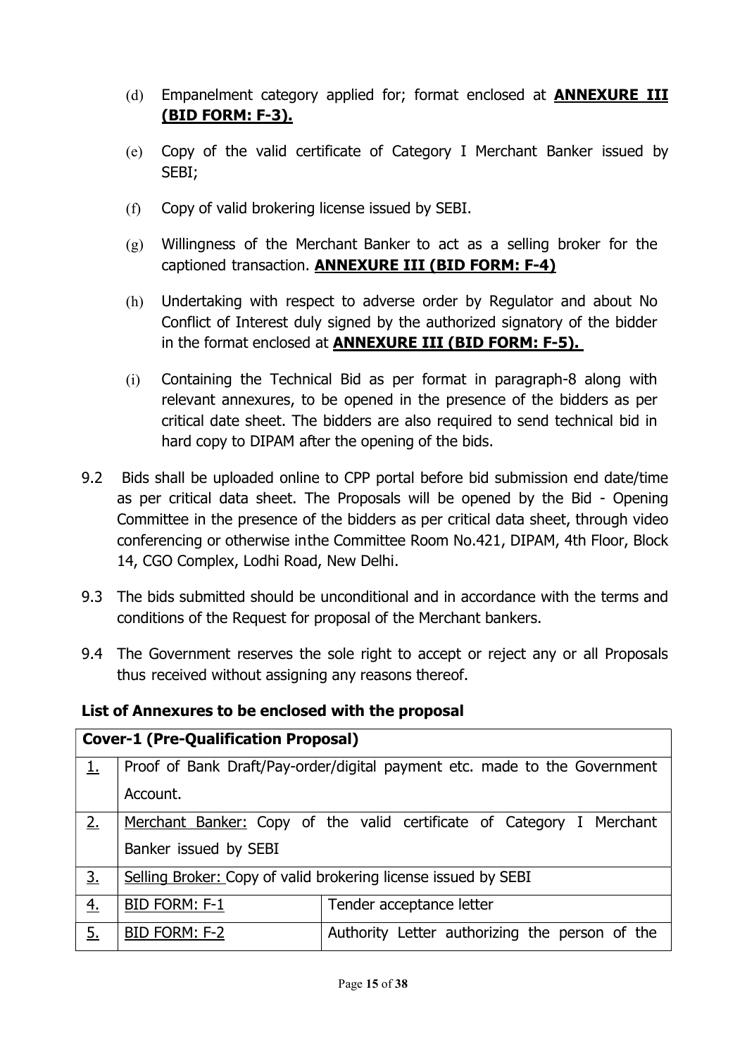(d) Empanelment category applied for; format enclosed at **ANNEXURE III (BID FORM: F-3).**

(e) Copy of the valid certificate of Category I Merchant Banker issued by SEBI;

(f) Copy of valid brokering license issued by SEBI.

(g) Willingness of the Merchant Banker to act as a selling broker for the captioned transaction. **ANNEXURE III (BID FORM: F-4)**

(h) Undertaking with respect to adverse order by Regulator and about No Conflict of Interest duly signed by the authorized signatory of the bidder in the format enclosed at **ANNEXURE III (BID FORM: F-5).**

(i) Containing the Technical Bid as per format in paragraph-8 along with relevant annexures, to be opened in the presence of the bidders as per critical date sheet. The bidders are also required to send technical bid in hard copy to DIPAM after the opening of the bids.

9.2 Bids shall be uploaded online to CPP portal before bid submission end date/time as per critical data sheet. The Proposals will be opened by the Bid - Opening Committee in the presence of the bidders as per critical data sheet, through video conferencing or otherwise inthe Committee Room No.421, DIPAM, 4th Floor, Block 14, CGO Complex, Lodhi Road, New Delhi.

9.3 The bids submitted should be unconditional and in accordance with the terms and conditions of the Request for proposal of the Merchant bankers.

9.4 The Government reserves the sole right to accept or reject any or all Proposals thus received without assigning any reasons thereof.

**List of Annexures to be enclosed with the proposal**

| **Cover-1 (Pre-Qualification Proposal)** | | |
|---|---|---|
| 1. | Proof of Bank Draft/Pay-order/digital payment etc. made to the Government Account. | |
| 2. | Merchant Banker: Copy of the valid certificate of Category I Merchant Banker issued by SEBI | |
| 3. | Selling Broker: Copy of valid brokering license issued by SEBI | |
| 4. | BID FORM: F-1 | Tender acceptance letter |
| 5. | BID FORM: F-2 | Authority Letter authorizing the person of the |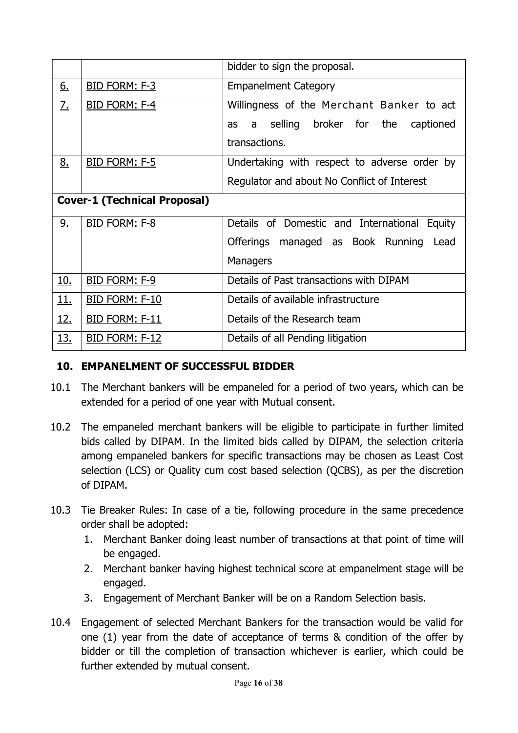| | | |
|---|---|---|
| | | bidder to sign the proposal. |
| 6. | BID FORM: F-3 | Empanelment Category |
| 7. | BID FORM: F-4 | Willingness of the Merchant Banker to act as a selling broker for the captioned transactions. |
| 8. | BID FORM: F-5 | Undertaking with respect to adverse order by Regulator and about No Conflict of Interest |
| **Cover-1 (Technical Proposal)** | | |
| 9. | BID FORM: F-8 | Details of Domestic and International Equity Offerings managed as Book Running Lead Managers |
| 10. | BID FORM: F-9 | Details of Past transactions with DIPAM |
| 11. | BID FORM: F-10 | Details of available infrastructure |
| 12. | BID FORM: F-11 | Details of the Research team |
| 13. | BID FORM: F-12 | Details of all Pending litigation |

## 10. EMPANELMENT OF SUCCESSFUL BIDDER

10.1 The Merchant bankers will be empaneled for a period of two years, which can be extended for a period of one year with Mutual consent.

10.2 The empaneled merchant bankers will be eligible to participate in further limited bids called by DIPAM. In the limited bids called by DIPAM, the selection criteria among empaneled bankers for specific transactions may be chosen as Least Cost selection (LCS) or Quality cum cost based selection (QCBS), as per the discretion of DIPAM.

10.3 Tie Breaker Rules: In case of a tie, following procedure in the same precedence order shall be adopted:

1. Merchant Banker doing least number of transactions at that point of time will be engaged.
2. Merchant banker having highest technical score at empanelment stage will be engaged.
3. Engagement of Merchant Banker will be on a Random Selection basis.

10.4 Engagement of selected Merchant Bankers for the transaction would be valid for one (1) year from the date of acceptance of terms & condition of the offer by bidder or till the completion of transaction whichever is earlier, which could be further extended by mutual consent.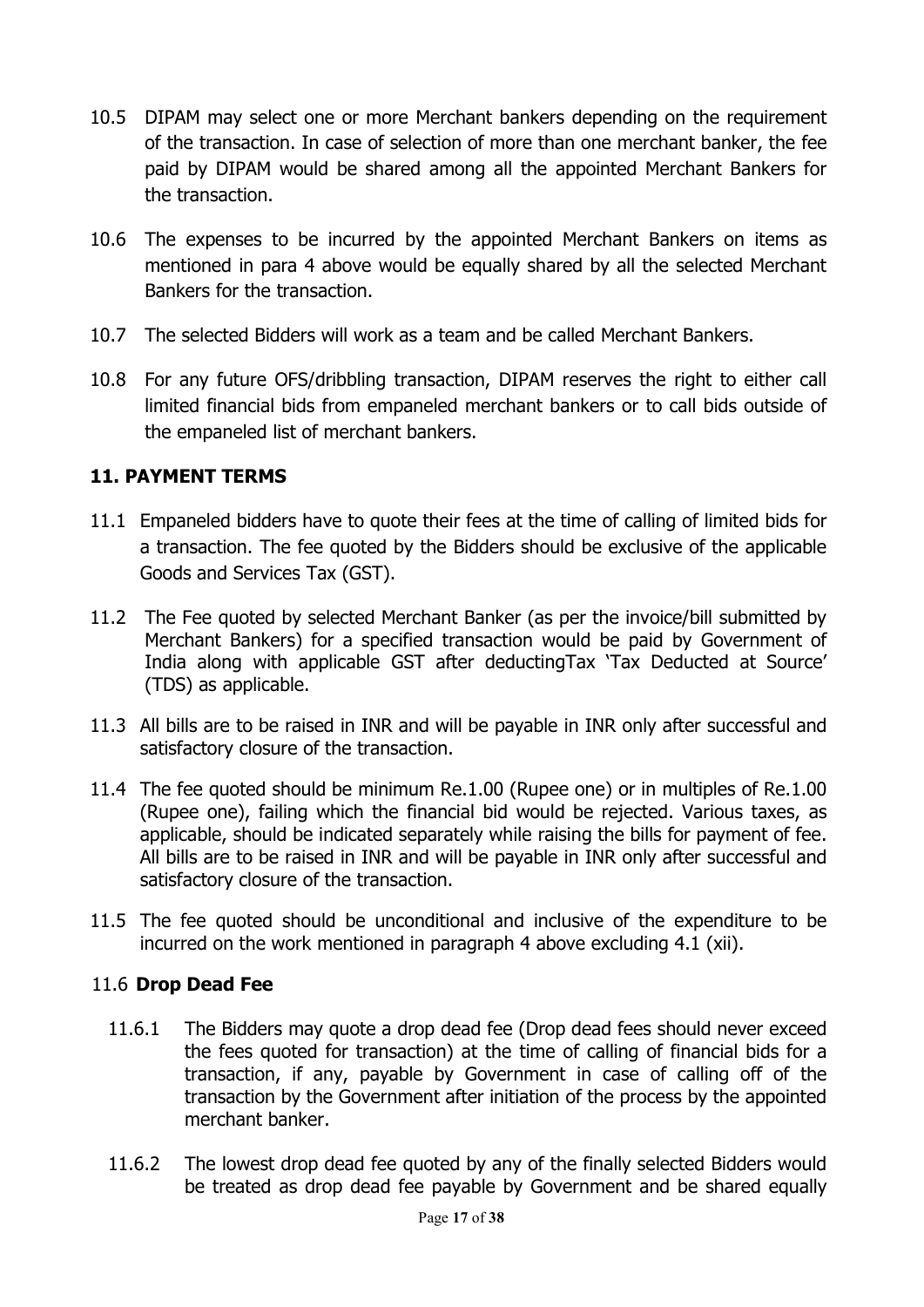10.5 DIPAM may select one or more Merchant bankers depending on the requirement of the transaction. In case of selection of more than one merchant banker, the fee paid by DIPAM would be shared among all the appointed Merchant Bankers for the transaction.

10.6 The expenses to be incurred by the appointed Merchant Bankers on items as mentioned in para 4 above would be equally shared by all the selected Merchant Bankers for the transaction.

10.7 The selected Bidders will work as a team and be called Merchant Bankers.

10.8 For any future OFS/dribbling transaction, DIPAM reserves the right to either call limited financial bids from empaneled merchant bankers or to call bids outside of the empaneled list of merchant bankers.

### 11. PAYMENT TERMS

11.1 Empaneled bidders have to quote their fees at the time of calling of limited bids for a transaction. The fee quoted by the Bidders should be exclusive of the applicable Goods and Services Tax (GST).

11.2 The Fee quoted by selected Merchant Banker (as per the invoice/bill submitted by Merchant Bankers) for a specified transaction would be paid by Government of India along with applicable GST after deductingTax 'Tax Deducted at Source' (TDS) as applicable.

11.3 All bills are to be raised in INR and will be payable in INR only after successful and satisfactory closure of the transaction.

11.4 The fee quoted should be minimum Re.1.00 (Rupee one) or in multiples of Re.1.00 (Rupee one), failing which the financial bid would be rejected. Various taxes, as applicable, should be indicated separately while raising the bills for payment of fee. All bills are to be raised in INR and will be payable in INR only after successful and satisfactory closure of the transaction.

11.5 The fee quoted should be unconditional and inclusive of the expenditure to be incurred on the work mentioned in paragraph 4 above excluding 4.1 (xii).

#### 11.6 **Drop Dead Fee**

11.6.1 The Bidders may quote a drop dead fee (Drop dead fees should never exceed the fees quoted for transaction) at the time of calling of financial bids for a transaction, if any, payable by Government in case of calling off of the transaction by the Government after initiation of the process by the appointed merchant banker.

11.6.2 The lowest drop dead fee quoted by any of the finally selected Bidders would be treated as drop dead fee payable by Government and be shared equally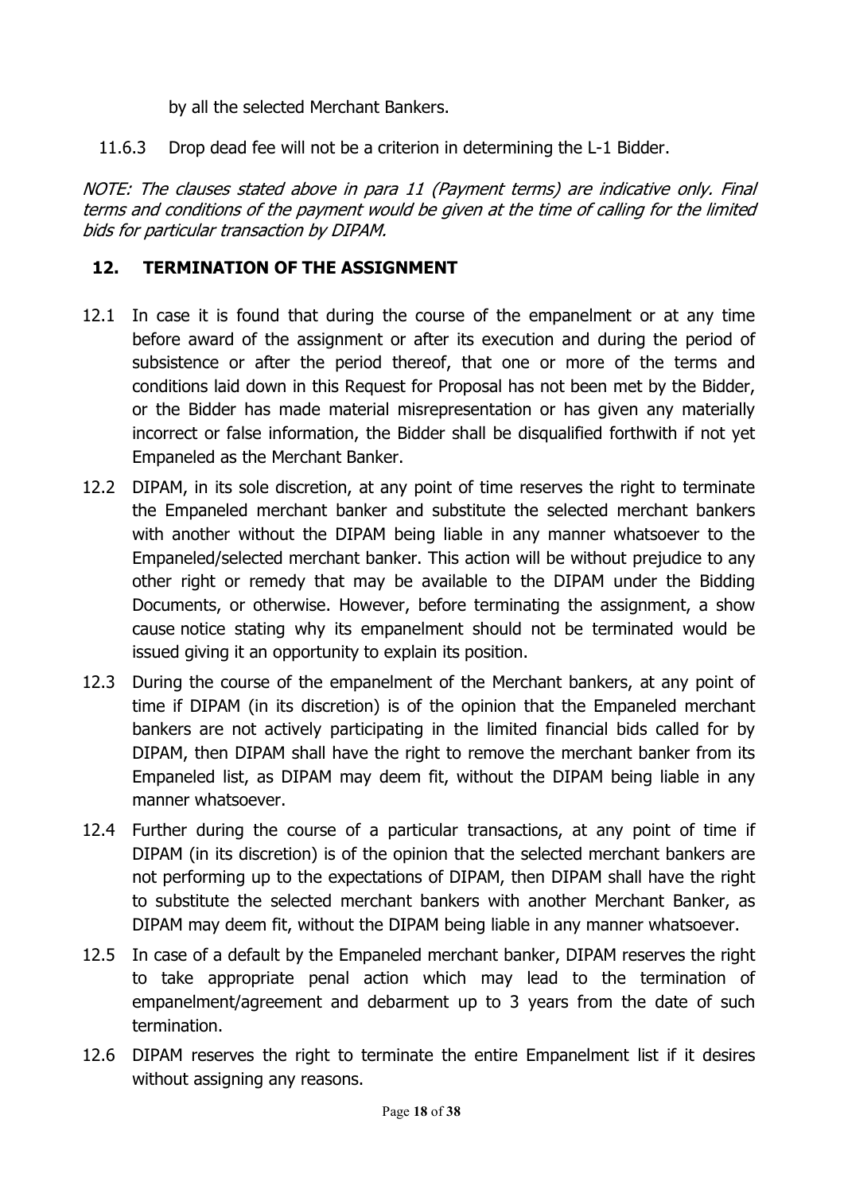by all the selected Merchant Bankers.

11.6.3 Drop dead fee will not be a criterion in determining the L-1 Bidder.

*NOTE: The clauses stated above in para 11 (Payment terms) are indicative only. Final terms and conditions of the payment would be given at the time of calling for the limited bids for particular transaction by DIPAM.*

## 12. TERMINATION OF THE ASSIGNMENT

12.1 In case it is found that during the course of the empanelment or at any time before award of the assignment or after its execution and during the period of subsistence or after the period thereof, that one or more of the terms and conditions laid down in this Request for Proposal has not been met by the Bidder, or the Bidder has made material misrepresentation or has given any materially incorrect or false information, the Bidder shall be disqualified forthwith if not yet Empaneled as the Merchant Banker.

12.2 DIPAM, in its sole discretion, at any point of time reserves the right to terminate the Empaneled merchant banker and substitute the selected merchant bankers with another without the DIPAM being liable in any manner whatsoever to the Empaneled/selected merchant banker. This action will be without prejudice to any other right or remedy that may be available to the DIPAM under the Bidding Documents, or otherwise. However, before terminating the assignment, a show cause notice stating why its empanelment should not be terminated would be issued giving it an opportunity to explain its position.

12.3 During the course of the empanelment of the Merchant bankers, at any point of time if DIPAM (in its discretion) is of the opinion that the Empaneled merchant bankers are not actively participating in the limited financial bids called for by DIPAM, then DIPAM shall have the right to remove the merchant banker from its Empaneled list, as DIPAM may deem fit, without the DIPAM being liable in any manner whatsoever.

12.4 Further during the course of a particular transactions, at any point of time if DIPAM (in its discretion) is of the opinion that the selected merchant bankers are not performing up to the expectations of DIPAM, then DIPAM shall have the right to substitute the selected merchant bankers with another Merchant Banker, as DIPAM may deem fit, without the DIPAM being liable in any manner whatsoever.

12.5 In case of a default by the Empaneled merchant banker, DIPAM reserves the right to take appropriate penal action which may lead to the termination of empanelment/agreement and debarment up to 3 years from the date of such termination.

12.6 DIPAM reserves the right to terminate the entire Empanelment list if it desires without assigning any reasons.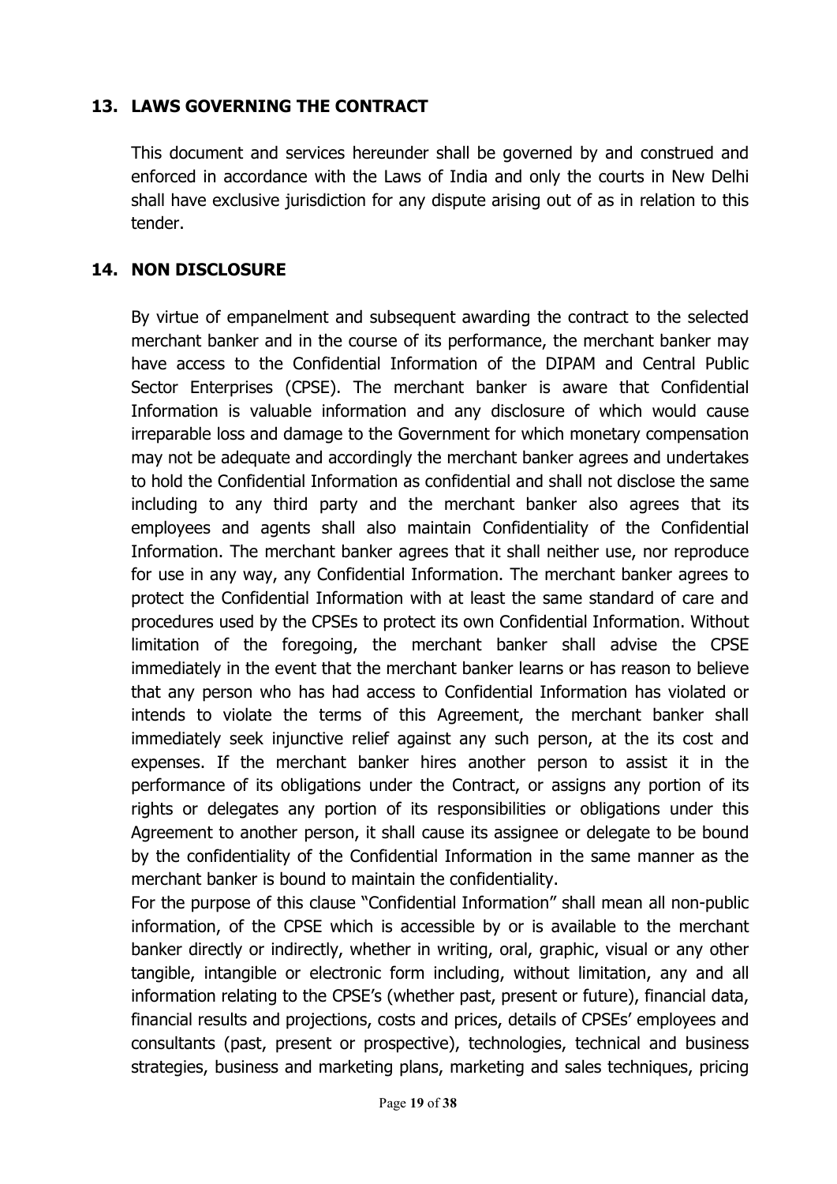## 13. LAWS GOVERNING THE CONTRACT

This document and services hereunder shall be governed by and construed and enforced in accordance with the Laws of India and only the courts in New Delhi shall have exclusive jurisdiction for any dispute arising out of as in relation to this tender.

## 14. NON DISCLOSURE

By virtue of empanelment and subsequent awarding the contract to the selected merchant banker and in the course of its performance, the merchant banker may have access to the Confidential Information of the DIPAM and Central Public Sector Enterprises (CPSE). The merchant banker is aware that Confidential Information is valuable information and any disclosure of which would cause irreparable loss and damage to the Government for which monetary compensation may not be adequate and accordingly the merchant banker agrees and undertakes to hold the Confidential Information as confidential and shall not disclose the same including to any third party and the merchant banker also agrees that its employees and agents shall also maintain Confidentiality of the Confidential Information. The merchant banker agrees that it shall neither use, nor reproduce for use in any way, any Confidential Information. The merchant banker agrees to protect the Confidential Information with at least the same standard of care and procedures used by the CPSEs to protect its own Confidential Information. Without limitation of the foregoing, the merchant banker shall advise the CPSE immediately in the event that the merchant banker learns or has reason to believe that any person who has had access to Confidential Information has violated or intends to violate the terms of this Agreement, the merchant banker shall immediately seek injunctive relief against any such person, at the its cost and expenses. If the merchant banker hires another person to assist it in the performance of its obligations under the Contract, or assigns any portion of its rights or delegates any portion of its responsibilities or obligations under this Agreement to another person, it shall cause its assignee or delegate to be bound by the confidentiality of the Confidential Information in the same manner as the merchant banker is bound to maintain the confidentiality.

For the purpose of this clause "Confidential Information" shall mean all non-public information, of the CPSE which is accessible by or is available to the merchant banker directly or indirectly, whether in writing, oral, graphic, visual or any other tangible, intangible or electronic form including, without limitation, any and all information relating to the CPSE's (whether past, present or future), financial data, financial results and projections, costs and prices, details of CPSEs' employees and consultants (past, present or prospective), technologies, technical and business strategies, business and marketing plans, marketing and sales techniques, pricing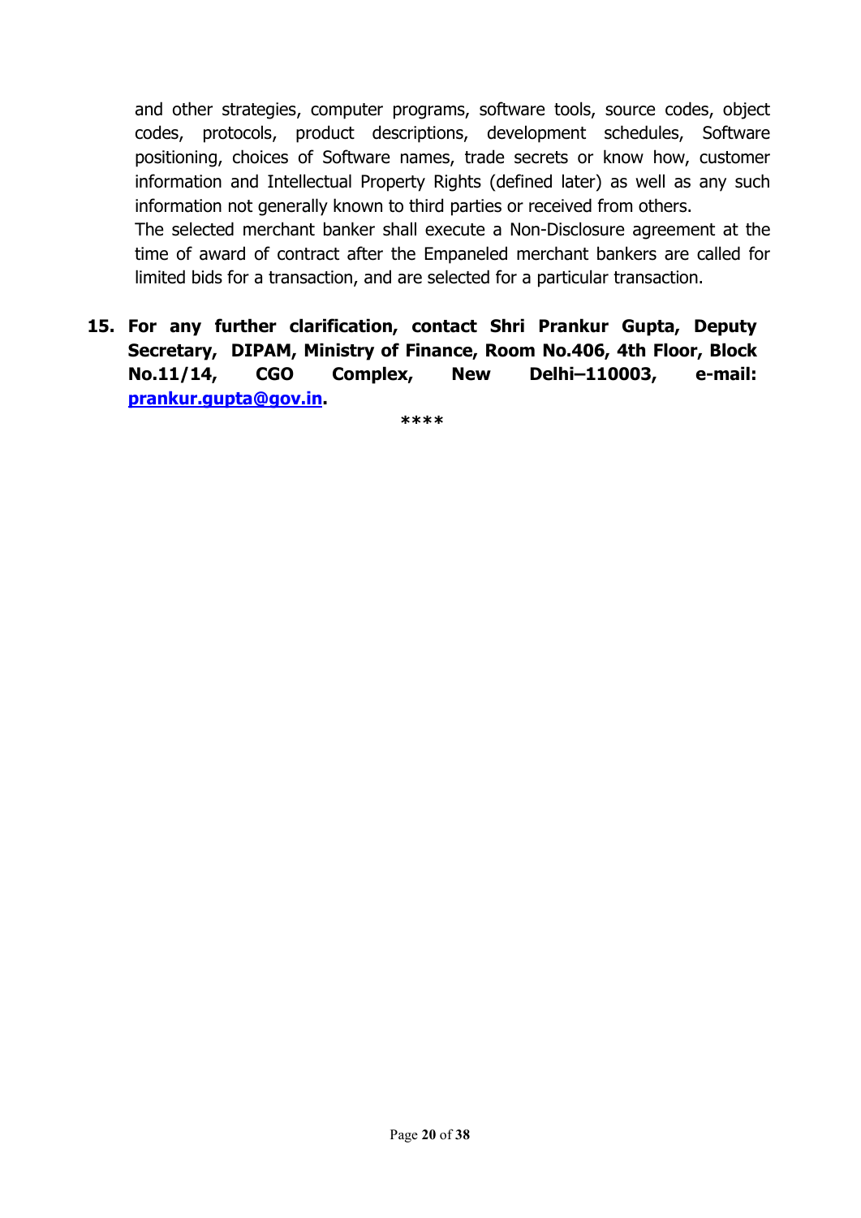and other strategies, computer programs, software tools, source codes, object codes, protocols, product descriptions, development schedules, Software positioning, choices of Software names, trade secrets or know how, customer information and Intellectual Property Rights (defined later) as well as any such information not generally known to third parties or received from others.

The selected merchant banker shall execute a Non-Disclosure agreement at the time of award of contract after the Empaneled merchant bankers are called for limited bids for a transaction, and are selected for a particular transaction.

**15. For any further clarification, contact Shri Prankur Gupta, Deputy Secretary, DIPAM, Ministry of Finance, Room No.406, 4th Floor, Block No.11/14, CGO Complex, New Delhi–110003, e-mail: [prankur.gupta@gov.in](mailto:prankur.gupta@gov.in).**

****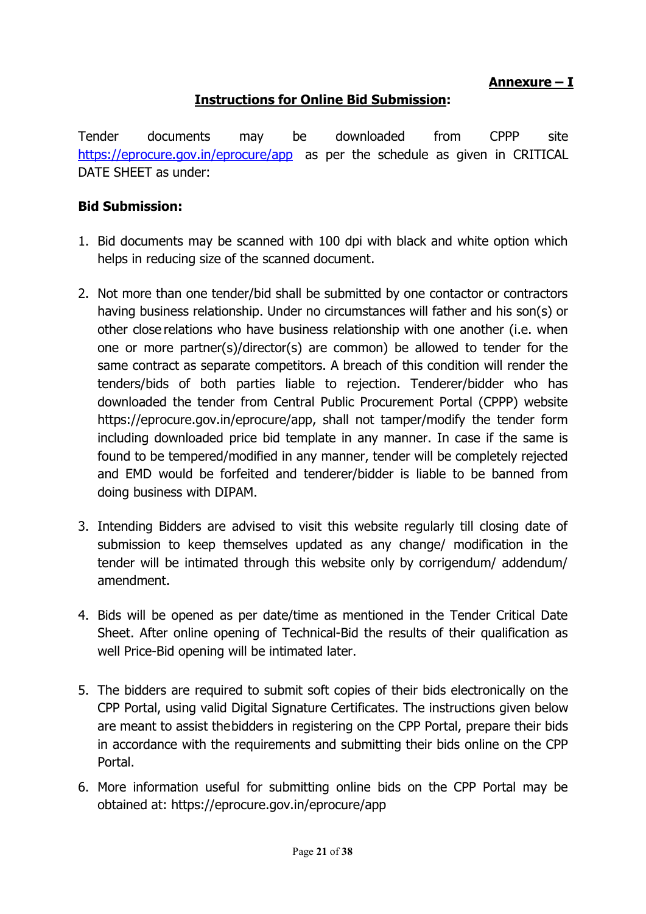**Annexure – I**

## Instructions for Online Bid Submission:

Tender documents may be downloaded from CPPP site https://eprocure.gov.in/eprocure/app as per the schedule as given in CRITICAL DATE SHEET as under:

**Bid Submission:**

1. Bid documents may be scanned with 100 dpi with black and white option which helps in reducing size of the scanned document.

2. Not more than one tender/bid shall be submitted by one contactor or contractors having business relationship. Under no circumstances will father and his son(s) or other close relations who have business relationship with one another (i.e. when one or more partner(s)/director(s) are common) be allowed to tender for the same contract as separate competitors. A breach of this condition will render the tenders/bids of both parties liable to rejection. Tenderer/bidder who has downloaded the tender from Central Public Procurement Portal (CPPP) website https://eprocure.gov.in/eprocure/app, shall not tamper/modify the tender form including downloaded price bid template in any manner. In case if the same is found to be tempered/modified in any manner, tender will be completely rejected and EMD would be forfeited and tenderer/bidder is liable to be banned from doing business with DIPAM.

3. Intending Bidders are advised to visit this website regularly till closing date of submission to keep themselves updated as any change/ modification in the tender will be intimated through this website only by corrigendum/ addendum/ amendment.

4. Bids will be opened as per date/time as mentioned in the Tender Critical Date Sheet. After online opening of Technical-Bid the results of their qualification as well Price-Bid opening will be intimated later.

5. The bidders are required to submit soft copies of their bids electronically on the CPP Portal, using valid Digital Signature Certificates. The instructions given below are meant to assist thebidders in registering on the CPP Portal, prepare their bids in accordance with the requirements and submitting their bids online on the CPP Portal.

6. More information useful for submitting online bids on the CPP Portal may be obtained at: https://eprocure.gov.in/eprocure/app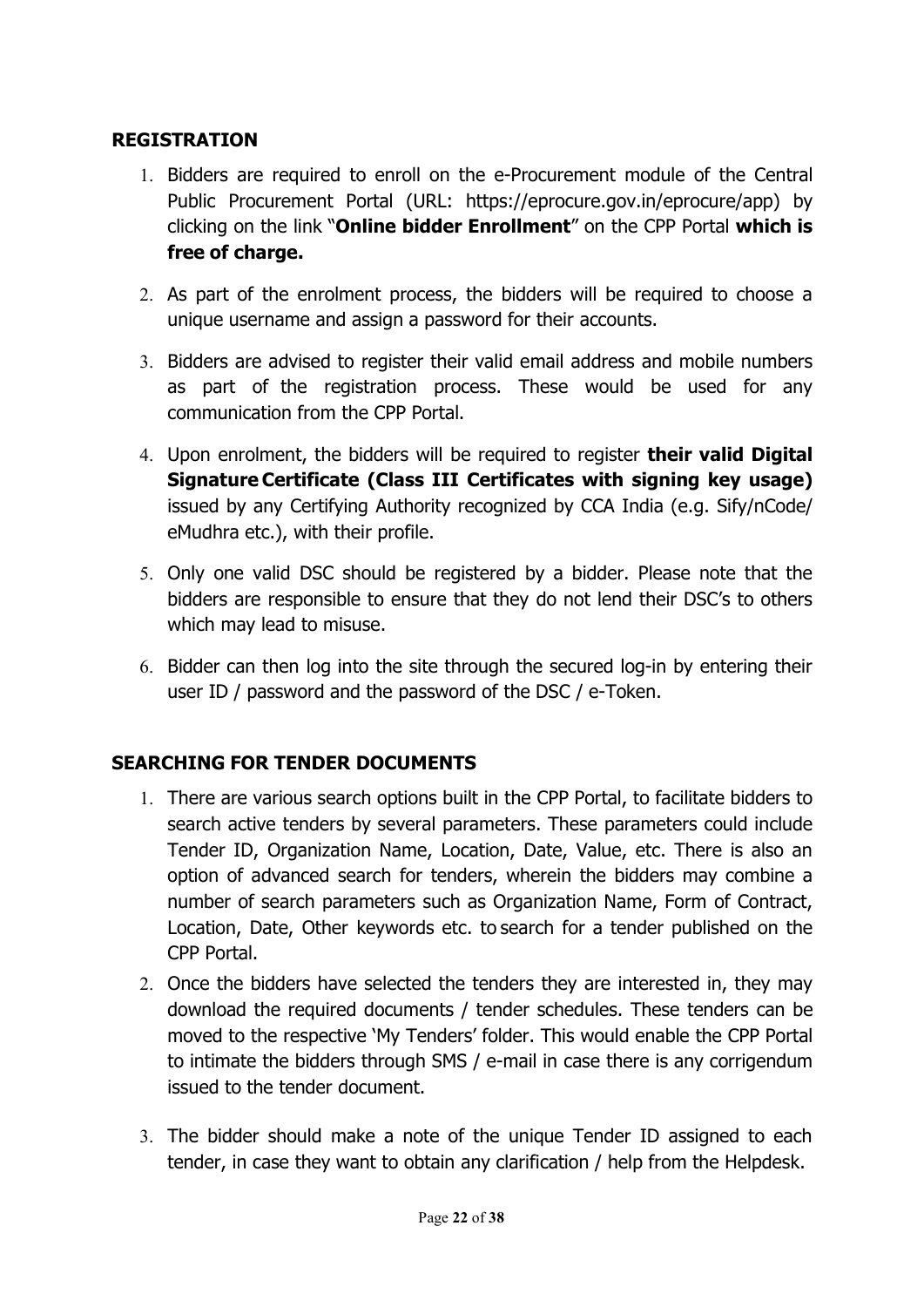## REGISTRATION

1. Bidders are required to enroll on the e-Procurement module of the Central Public Procurement Portal (URL: https://eprocure.gov.in/eprocure/app) by clicking on the link "**Online bidder Enrollment**" on the CPP Portal **which is free of charge.**

2. As part of the enrolment process, the bidders will be required to choose a unique username and assign a password for their accounts.

3. Bidders are advised to register their valid email address and mobile numbers as part of the registration process. These would be used for any communication from the CPP Portal.

4. Upon enrolment, the bidders will be required to register **their valid Digital Signature Certificate (Class III Certificates with signing key usage)** issued by any Certifying Authority recognized by CCA India (e.g. Sify/nCode/ eMudhra etc.), with their profile.

5. Only one valid DSC should be registered by a bidder. Please note that the bidders are responsible to ensure that they do not lend their DSC's to others which may lead to misuse.

6. Bidder can then log into the site through the secured log-in by entering their user ID / password and the password of the DSC / e-Token.

## SEARCHING FOR TENDER DOCUMENTS

1. There are various search options built in the CPP Portal, to facilitate bidders to search active tenders by several parameters. These parameters could include Tender ID, Organization Name, Location, Date, Value, etc. There is also an option of advanced search for tenders, wherein the bidders may combine a number of search parameters such as Organization Name, Form of Contract, Location, Date, Other keywords etc. to search for a tender published on the CPP Portal.
2. Once the bidders have selected the tenders they are interested in, they may download the required documents / tender schedules. These tenders can be moved to the respective 'My Tenders' folder. This would enable the CPP Portal to intimate the bidders through SMS / e-mail in case there is any corrigendum issued to the tender document.

3. The bidder should make a note of the unique Tender ID assigned to each tender, in case they want to obtain any clarification / help from the Helpdesk.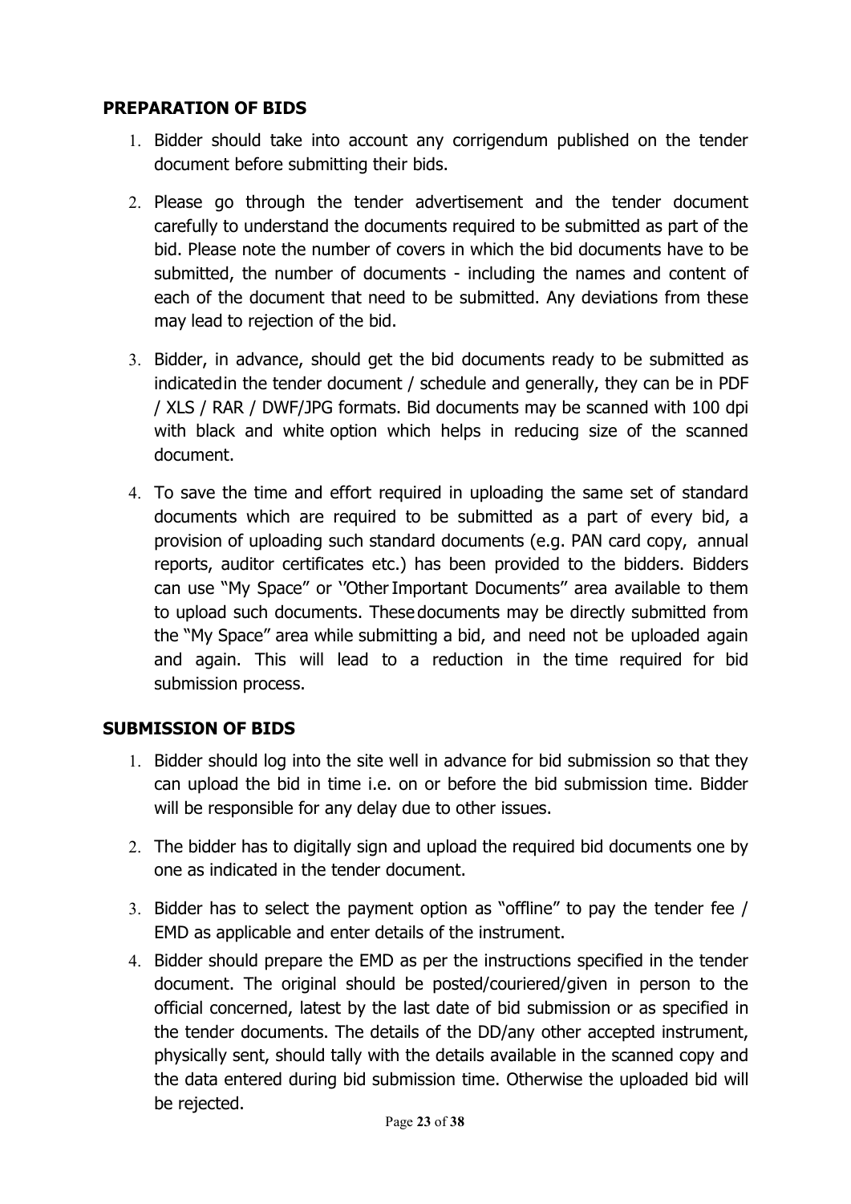## PREPARATION OF BIDS

1. Bidder should take into account any corrigendum published on the tender document before submitting their bids.
2. Please go through the tender advertisement and the tender document carefully to understand the documents required to be submitted as part of the bid. Please note the number of covers in which the bid documents have to be submitted, the number of documents - including the names and content of each of the document that need to be submitted. Any deviations from these may lead to rejection of the bid.
3. Bidder, in advance, should get the bid documents ready to be submitted as indicatedin the tender document / schedule and generally, they can be in PDF / XLS / RAR / DWF/JPG formats. Bid documents may be scanned with 100 dpi with black and white option which helps in reducing size of the scanned document.
4. To save the time and effort required in uploading the same set of standard documents which are required to be submitted as a part of every bid, a provision of uploading such standard documents (e.g. PAN card copy, annual reports, auditor certificates etc.) has been provided to the bidders. Bidders can use "My Space" or ''Other Important Documents" area available to them to upload such documents. Thesedocuments may be directly submitted from the "My Space" area while submitting a bid, and need not be uploaded again and again. This will lead to a reduction in the time required for bid submission process.

## SUBMISSION OF BIDS

1. Bidder should log into the site well in advance for bid submission so that they can upload the bid in time i.e. on or before the bid submission time. Bidder will be responsible for any delay due to other issues.
2. The bidder has to digitally sign and upload the required bid documents one by one as indicated in the tender document.
3. Bidder has to select the payment option as "offline" to pay the tender fee / EMD as applicable and enter details of the instrument.
4. Bidder should prepare the EMD as per the instructions specified in the tender document. The original should be posted/couriered/given in person to the official concerned, latest by the last date of bid submission or as specified in the tender documents. The details of the DD/any other accepted instrument, physically sent, should tally with the details available in the scanned copy and the data entered during bid submission time. Otherwise the uploaded bid will be rejected.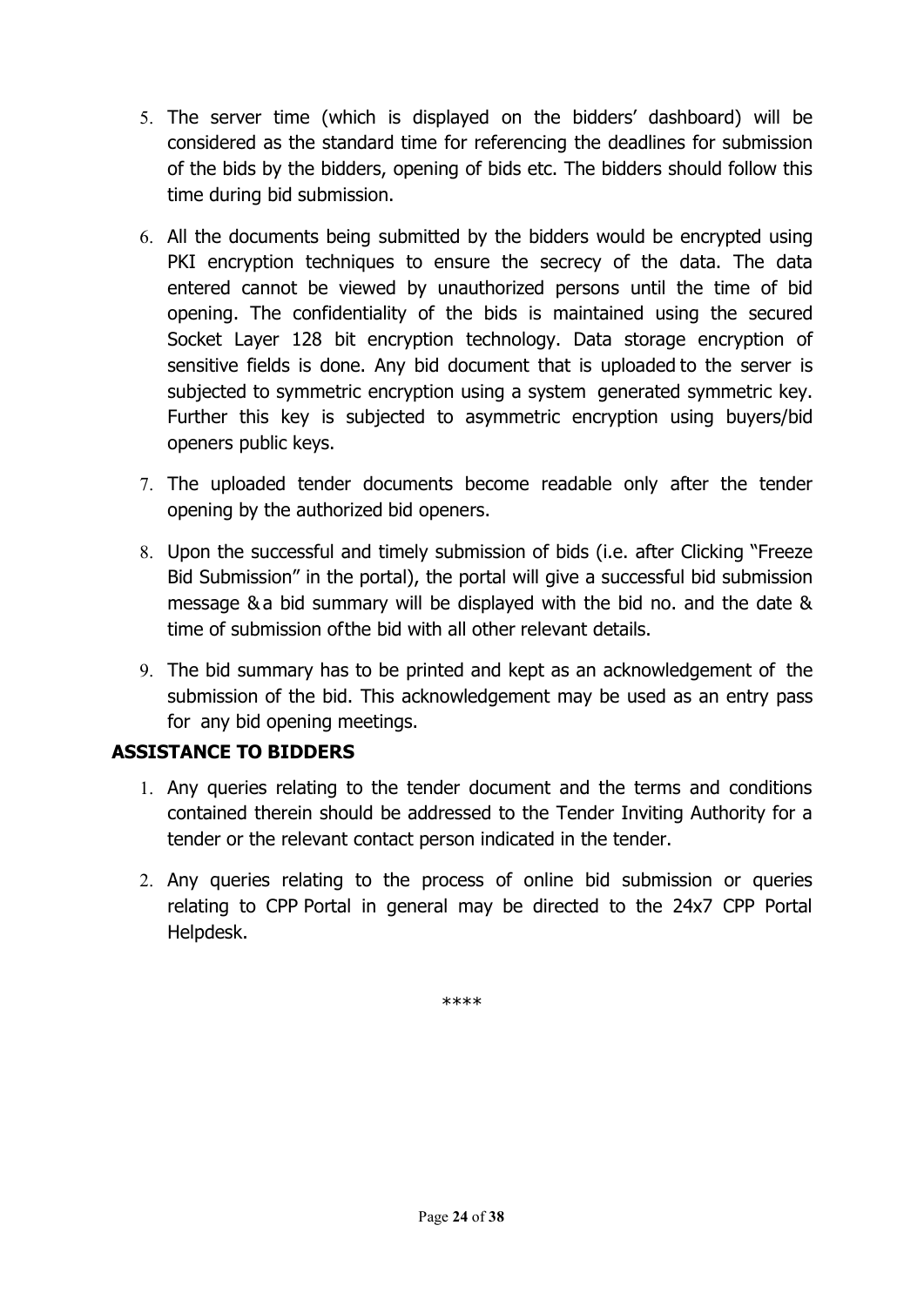5. The server time (which is displayed on the bidders' dashboard) will be considered as the standard time for referencing the deadlines for submission of the bids by the bidders, opening of bids etc. The bidders should follow this time during bid submission.

6. All the documents being submitted by the bidders would be encrypted using PKI encryption techniques to ensure the secrecy of the data. The data entered cannot be viewed by unauthorized persons until the time of bid opening. The confidentiality of the bids is maintained using the secured Socket Layer 128 bit encryption technology. Data storage encryption of sensitive fields is done. Any bid document that is uploaded to the server is subjected to symmetric encryption using a system generated symmetric key. Further this key is subjected to asymmetric encryption using buyers/bid openers public keys.

7. The uploaded tender documents become readable only after the tender opening by the authorized bid openers.

8. Upon the successful and timely submission of bids (i.e. after Clicking "Freeze Bid Submission" in the portal), the portal will give a successful bid submission message & a bid summary will be displayed with the bid no. and the date & time of submission ofthe bid with all other relevant details.

9. The bid summary has to be printed and kept as an acknowledgement of the submission of the bid. This acknowledgement may be used as an entry pass for any bid opening meetings.

**ASSISTANCE TO BIDDERS**

1. Any queries relating to the tender document and the terms and conditions contained therein should be addressed to the Tender Inviting Authority for a tender or the relevant contact person indicated in the tender.

2. Any queries relating to the process of online bid submission or queries relating to CPP Portal in general may be directed to the 24x7 CPP Portal Helpdesk.

****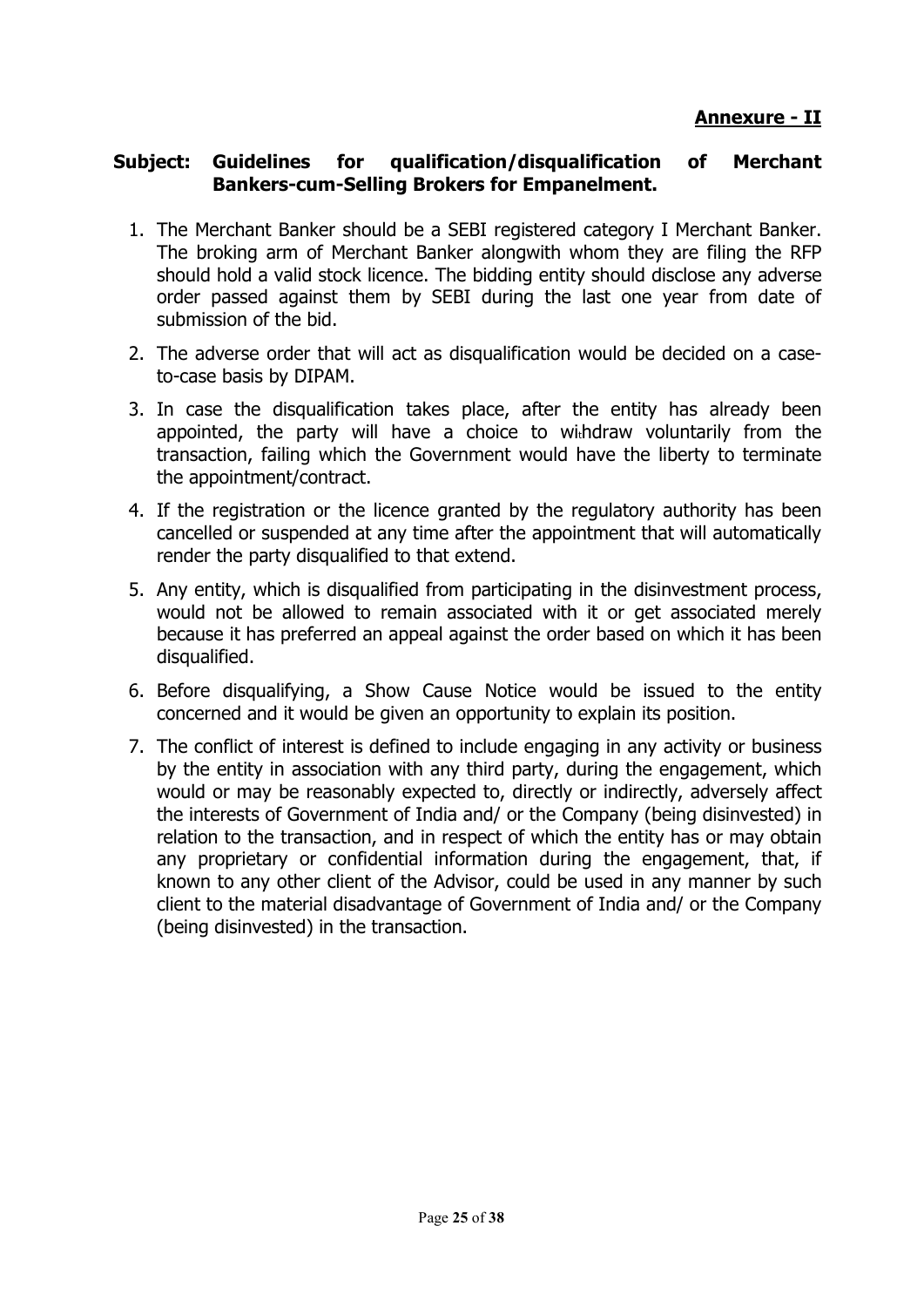**Annexure - II**

**Subject: Guidelines for qualification/disqualification of Merchant Bankers-cum-Selling Brokers for Empanelment.**

1. The Merchant Banker should be a SEBI registered category I Merchant Banker. The broking arm of Merchant Banker alongwith whom they are filing the RFP should hold a valid stock licence. The bidding entity should disclose any adverse order passed against them by SEBI during the last one year from date of submission of the bid.
2. The adverse order that will act as disqualification would be decided on a case-to-case basis by DIPAM.
3. In case the disqualification takes place, after the entity has already been appointed, the party will have a choice to withdraw voluntarily from the transaction, failing which the Government would have the liberty to terminate the appointment/contract.
4. If the registration or the licence granted by the regulatory authority has been cancelled or suspended at any time after the appointment that will automatically render the party disqualified to that extend.
5. Any entity, which is disqualified from participating in the disinvestment process, would not be allowed to remain associated with it or get associated merely because it has preferred an appeal against the order based on which it has been disqualified.
6. Before disqualifying, a Show Cause Notice would be issued to the entity concerned and it would be given an opportunity to explain its position.
7. The conflict of interest is defined to include engaging in any activity or business by the entity in association with any third party, during the engagement, which would or may be reasonably expected to, directly or indirectly, adversely affect the interests of Government of India and/ or the Company (being disinvested) in relation to the transaction, and in respect of which the entity has or may obtain any proprietary or confidential information during the engagement, that, if known to any other client of the Advisor, could be used in any manner by such client to the material disadvantage of Government of India and/ or the Company (being disinvested) in the transaction.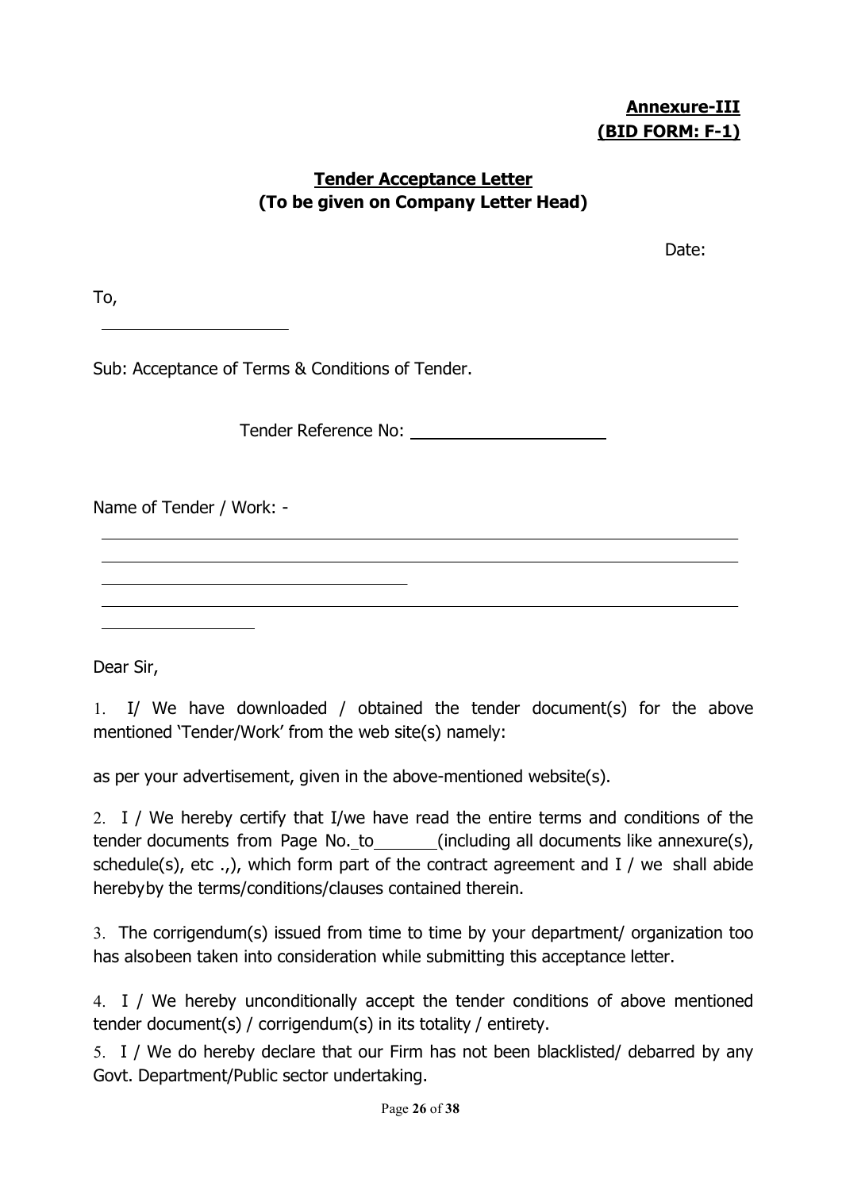**Annexure-III**
**(BID FORM: F-1)**

## Tender Acceptance Letter
**(To be given on Company Letter Head)**

Date:

To,

____________________

Sub: Acceptance of Terms & Conditions of Tender.

Tender Reference No: ____________________

Name of Tender / Work: -

________________________________________________________________________

________________________________________________________________________

________________________________

________________________________________________________________________

________________

Dear Sir,

1. I/ We have downloaded / obtained the tender document(s) for the above mentioned 'Tender/Work' from the web site(s) namely:

as per your advertisement, given in the above-mentioned website(s).

2. I / We hereby certify that I/we have read the entire terms and conditions of the tender documents from Page No. _to_______(including all documents like annexure(s), schedule(s), etc .,), which form part of the contract agreement and I / we shall abide herebyby the terms/conditions/clauses contained therein.

3. The corrigendum(s) issued from time to time by your department/ organization too has alsobeen taken into consideration while submitting this acceptance letter.

4. I / We hereby unconditionally accept the tender conditions of above mentioned tender document(s) / corrigendum(s) in its totality / entirety.

5. I / We do hereby declare that our Firm has not been blacklisted/ debarred by any Govt. Department/Public sector undertaking.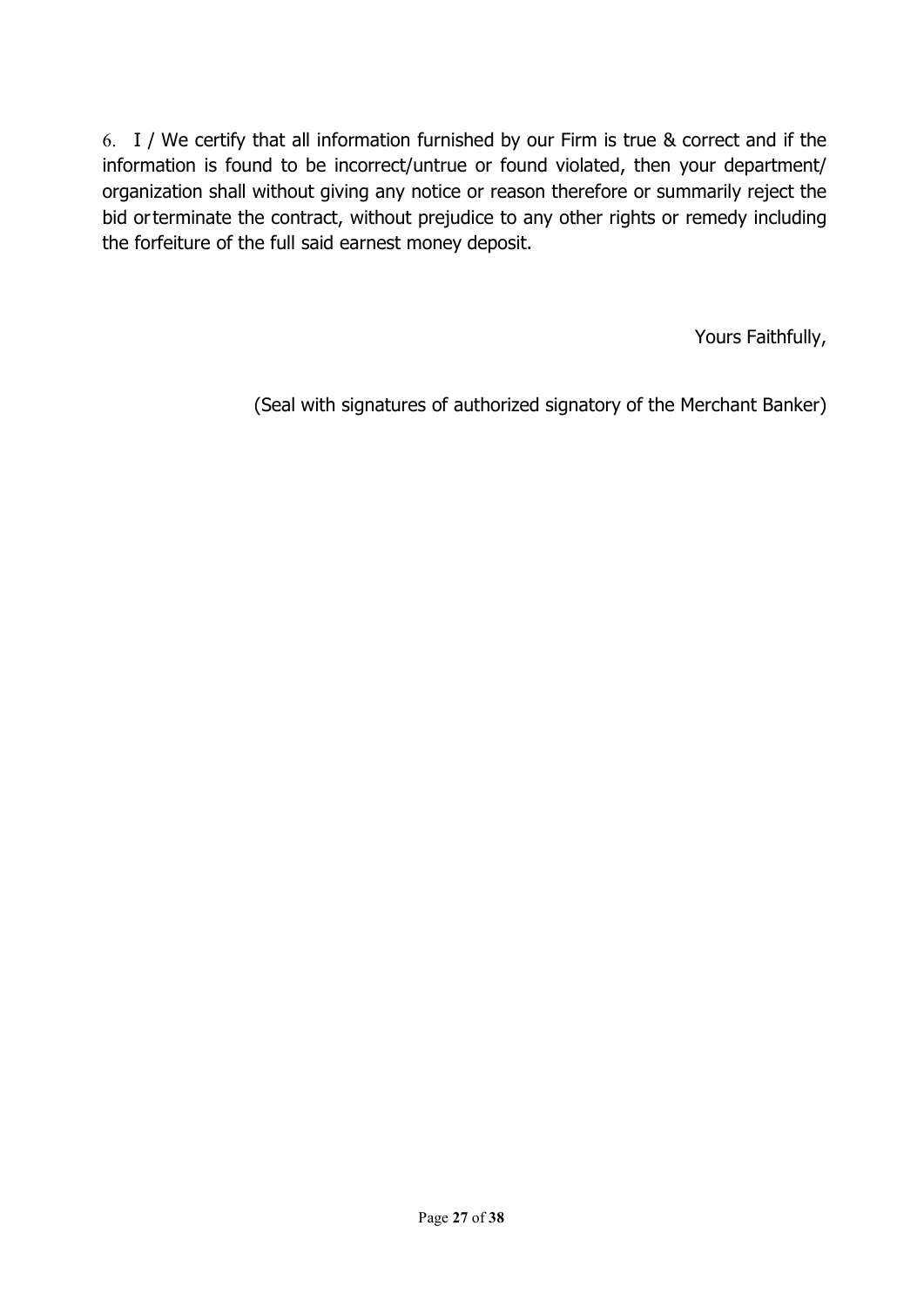6. I / We certify that all information furnished by our Firm is true & correct and if the information is found to be incorrect/untrue or found violated, then your department/ organization shall without giving any notice or reason therefore or summarily reject the bid orterminate the contract, without prejudice to any other rights or remedy including the forfeiture of the full said earnest money deposit.

Yours Faithfully,

(Seal with signatures of authorized signatory of the Merchant Banker)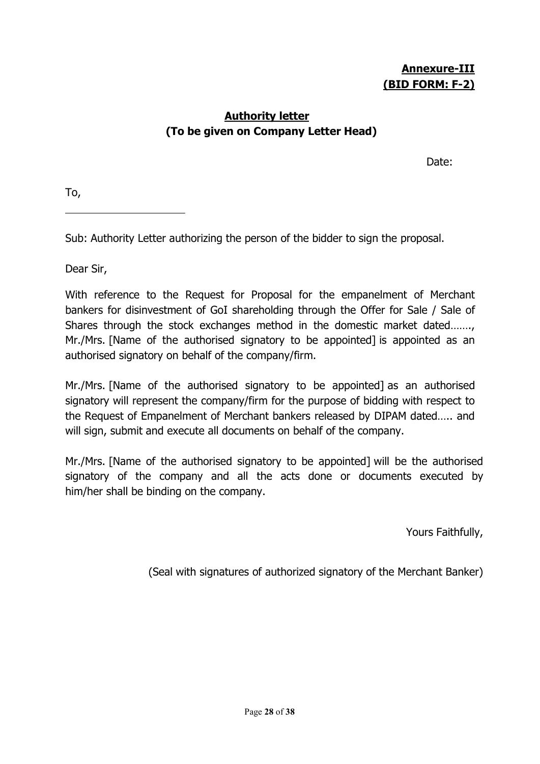**Annexure-III**
**(BID FORM: F-2)**

**Authority letter**
**(To be given on Company Letter Head)**

Date:

To,

______________________

Sub: Authority Letter authorizing the person of the bidder to sign the proposal.

Dear Sir,

With reference to the Request for Proposal for the empanelment of Merchant bankers for disinvestment of GoI shareholding through the Offer for Sale / Sale of Shares through the stock exchanges method in the domestic market dated……., Mr./Mrs. [Name of the authorised signatory to be appointed] is appointed as an authorised signatory on behalf of the company/firm.

Mr./Mrs. [Name of the authorised signatory to be appointed] as an authorised signatory will represent the company/firm for the purpose of bidding with respect to the Request of Empanelment of Merchant bankers released by DIPAM dated….. and will sign, submit and execute all documents on behalf of the company.

Mr./Mrs. [Name of the authorised signatory to be appointed] will be the authorised signatory of the company and all the acts done or documents executed by him/her shall be binding on the company.

Yours Faithfully,

(Seal with signatures of authorized signatory of the Merchant Banker)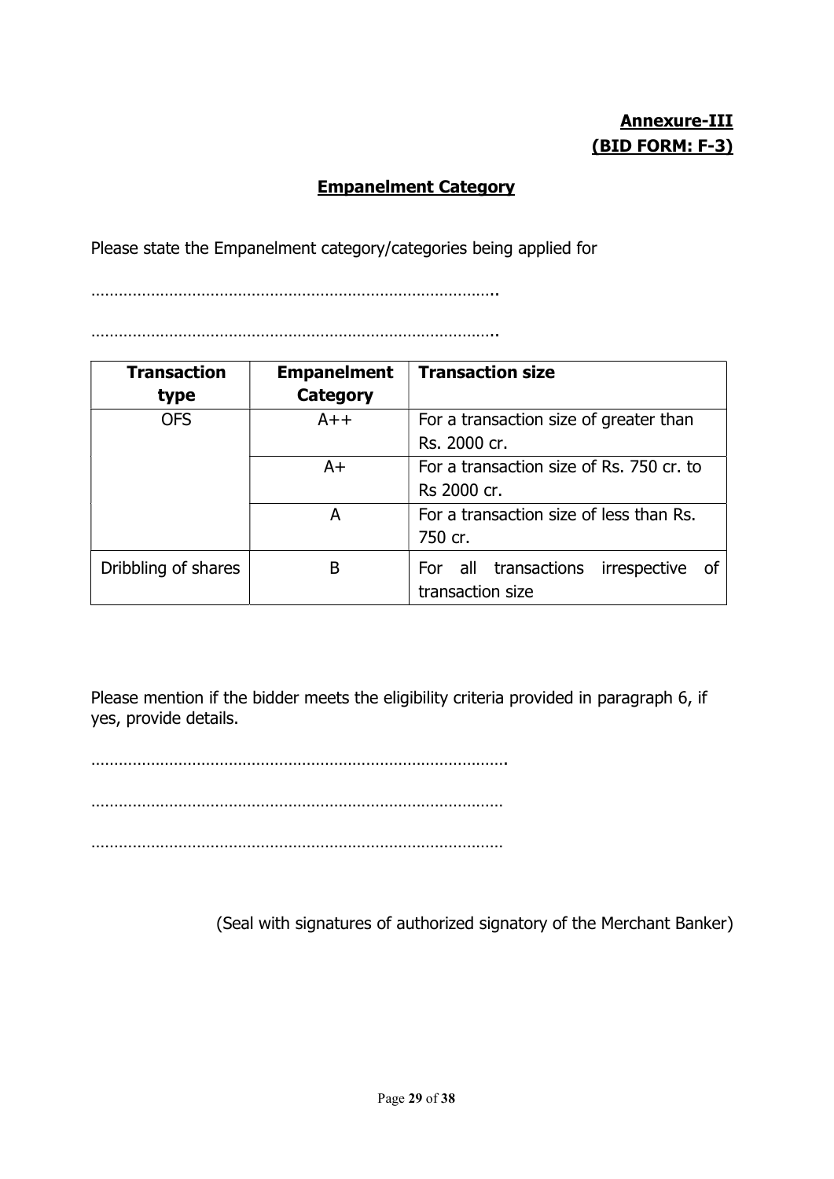**Annexure-III**
**(BID FORM: F-3)**

## Empanelment Category

Please state the Empanelment category/categories being applied for

…………………………………………………………………………..

…………………………………………………………………………..

| Transaction type | Empanelment Category | Transaction size |
|---|---|---|
| OFS | A++ | For a transaction size of greater than Rs. 2000 cr. |
| | A+ | For a transaction size of Rs. 750 cr. to Rs 2000 cr. |
| | A | For a transaction size of less than Rs. 750 cr. |
| Dribbling of shares | B | For all transactions irrespective of transaction size |

Please mention if the bidder meets the eligibility criteria provided in paragraph 6, if yes, provide details.

……………………………………………………………………………….

………………………………………………………………………………

………………………………………………………………………………

(Seal with signatures of authorized signatory of the Merchant Banker)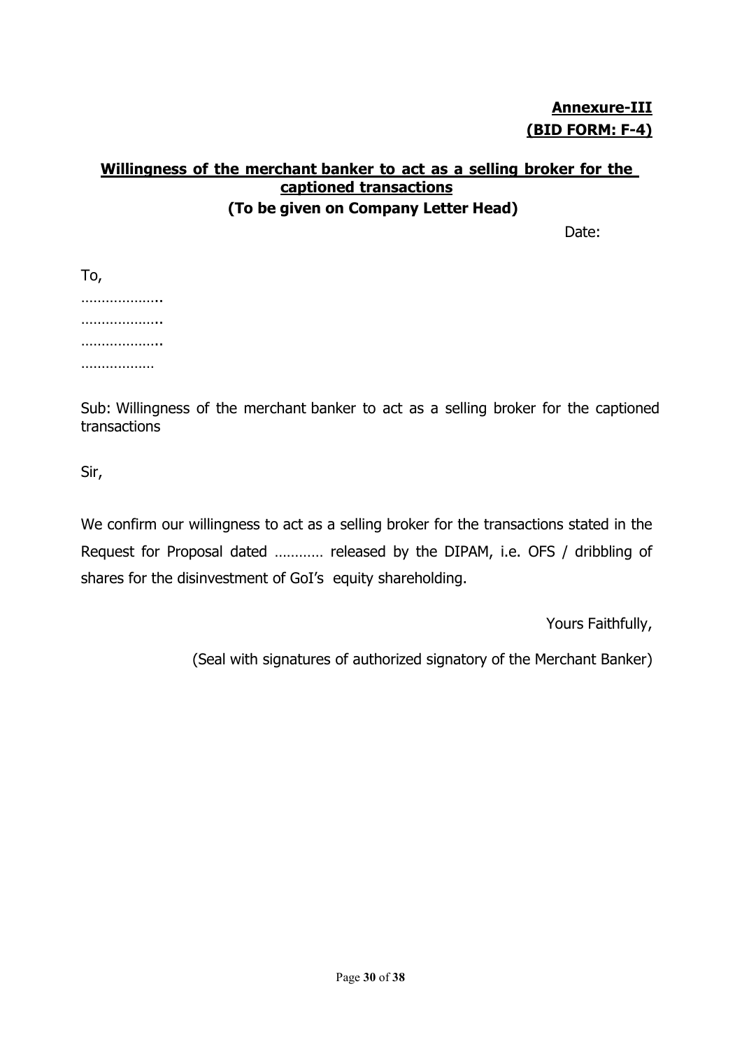**Annexure-III**
**(BID FORM: F-4)**

## Willingness of the merchant banker to act as a selling broker for the captioned transactions

**(To be given on Company Letter Head)**

Date:

To,

………………..
………………..
………………..
………………

Sub: Willingness of the merchant banker to act as a selling broker for the captioned transactions

Sir,

We confirm our willingness to act as a selling broker for the transactions stated in the Request for Proposal dated ………… released by the DIPAM, i.e. OFS / dribbling of shares for the disinvestment of GoI's equity shareholding.

Yours Faithfully,

(Seal with signatures of authorized signatory of the Merchant Banker)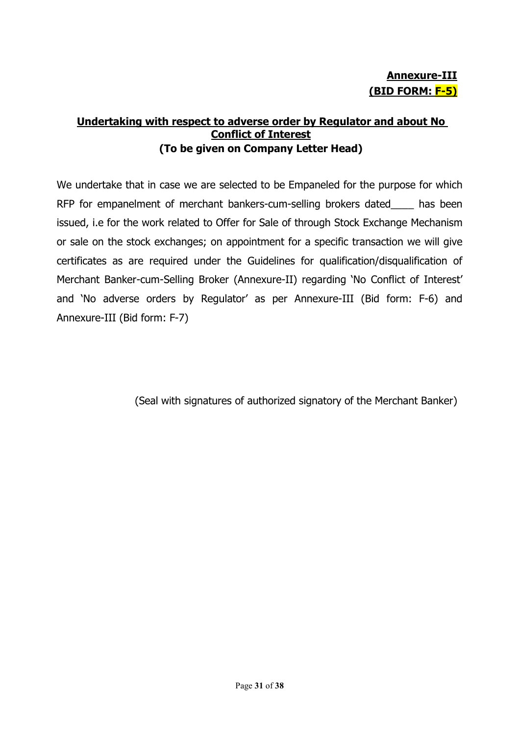**Annexure-III**
**(BID FORM: F-5)**

## Undertaking with respect to adverse order by Regulator and about No Conflict of Interest
**(To be given on Company Letter Head)**

We undertake that in case we are selected to be Empaneled for the purpose for which RFP for empanelment of merchant bankers-cum-selling brokers dated____ has been issued, i.e for the work related to Offer for Sale of through Stock Exchange Mechanism or sale on the stock exchanges; on appointment for a specific transaction we will give certificates as are required under the Guidelines for qualification/disqualification of Merchant Banker-cum-Selling Broker (Annexure-II) regarding 'No Conflict of Interest' and 'No adverse orders by Regulator' as per Annexure-III (Bid form: F-6) and Annexure-III (Bid form: F-7)

(Seal with signatures of authorized signatory of the Merchant Banker)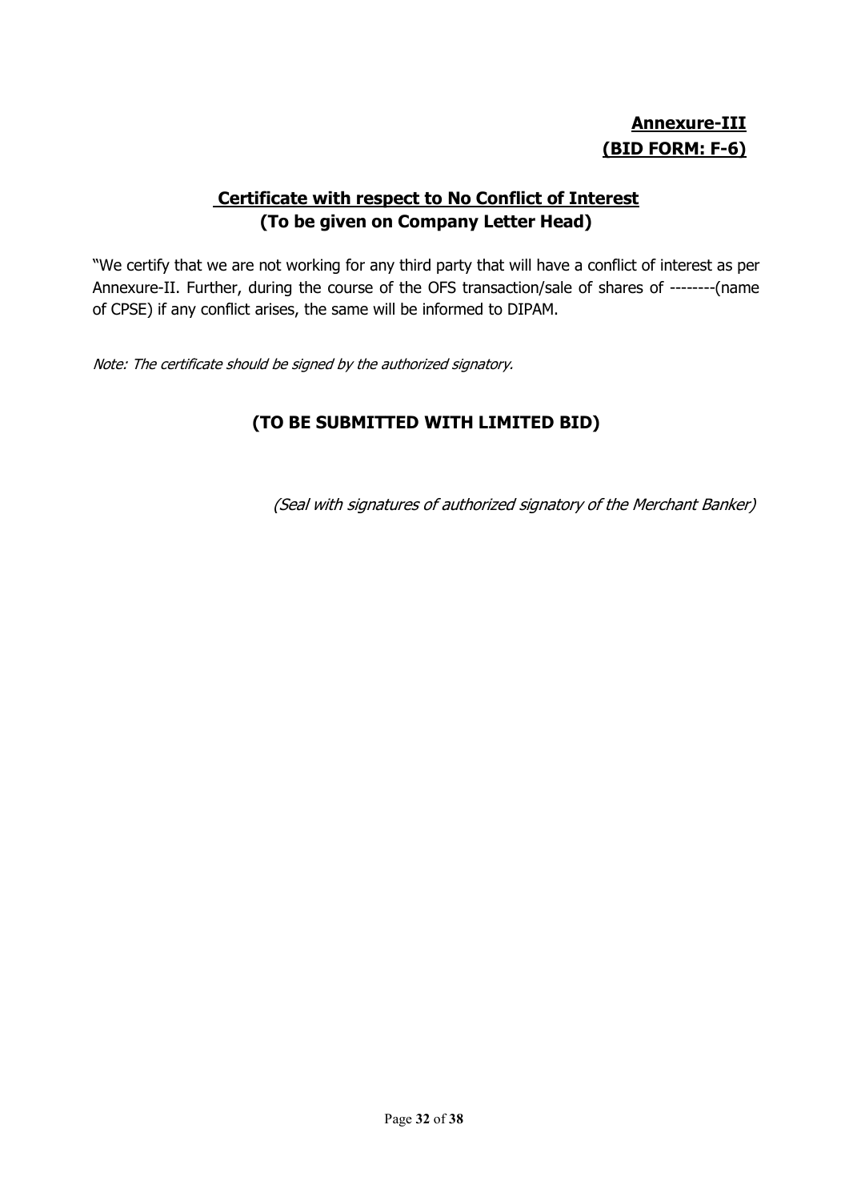**Annexure-III**
**(BID FORM: F-6)**

## Certificate with respect to No Conflict of Interest
## (To be given on Company Letter Head)

"We certify that we are not working for any third party that will have a conflict of interest as per Annexure-II. Further, during the course of the OFS transaction/sale of shares of --------(name of CPSE) if any conflict arises, the same will be informed to DIPAM.

*Note: The certificate should be signed by the authorized signatory.*

### (TO BE SUBMITTED WITH LIMITED BID)

*(Seal with signatures of authorized signatory of the Merchant Banker)*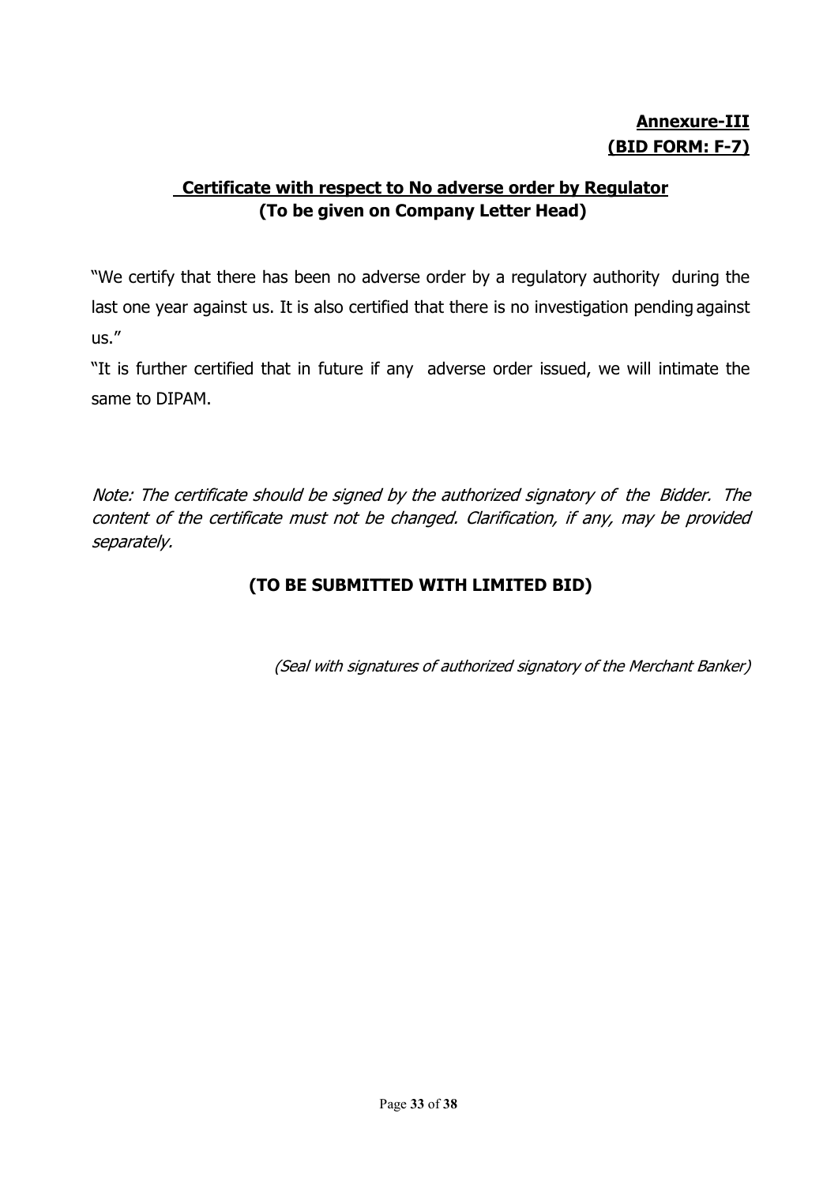**<u>Annexure-III</u>**
**<u>(BID FORM: F-7)</u>**

## <u>Certificate with respect to No adverse order by Regulator</u>
**(To be given on Company Letter Head)**

"We certify that there has been no adverse order by a regulatory authority during the last one year against us. It is also certified that there is no investigation pending against us."

"It is further certified that in future if any adverse order issued, we will intimate the same to DIPAM.

*Note: The certificate should be signed by the authorized signatory of the Bidder. The content of the certificate must not be changed. Clarification, if any, may be provided separately.*

**(TO BE SUBMITTED WITH LIMITED BID)**

*(Seal with signatures of authorized signatory of the Merchant Banker)*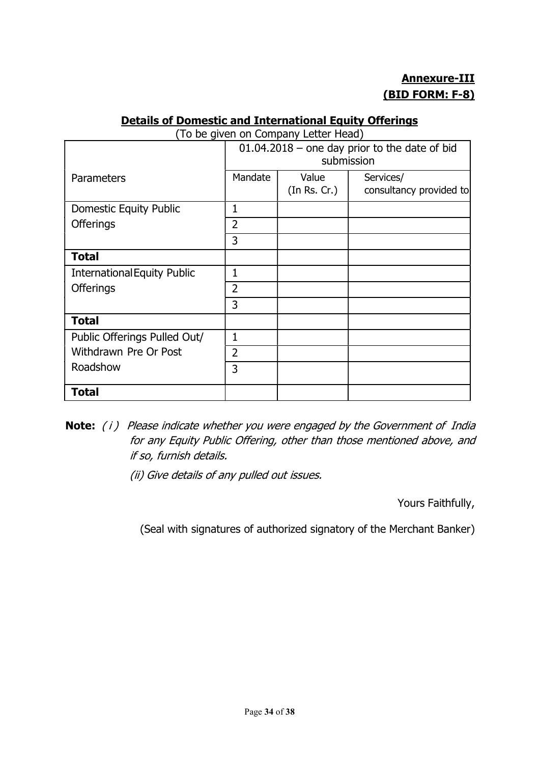**Annexure-III**
**(BID FORM: F-8)**

## Details of Domestic and International Equity Offerings

(To be given on Company Letter Head)

| Parameters | 01.04.2018 – one day prior to the date of bid submission | | |
|---|---|---|---|
| | Mandate | Value (In Rs. Cr.) | Services/ consultancy provided to |
| Domestic Equity Public Offerings | 1 | | |
| | 2 | | |
| | 3 | | |
| **Total** | | | |
| International Equity Public Offerings | 1 | | |
| | 2 | | |
| | 3 | | |
| **Total** | | | |
| Public Offerings Pulled Out/ Withdrawn Pre Or Post Roadshow | 1 | | |
| | 2 | | |
| | 3 | | |
| **Total** | | | |

**Note:** *( i ) Please indicate whether you were engaged by the Government of India for any Equity Public Offering, other than those mentioned above, and if so, furnish details.*

*(ii) Give details of any pulled out issues.*

Yours Faithfully,

(Seal with signatures of authorized signatory of the Merchant Banker)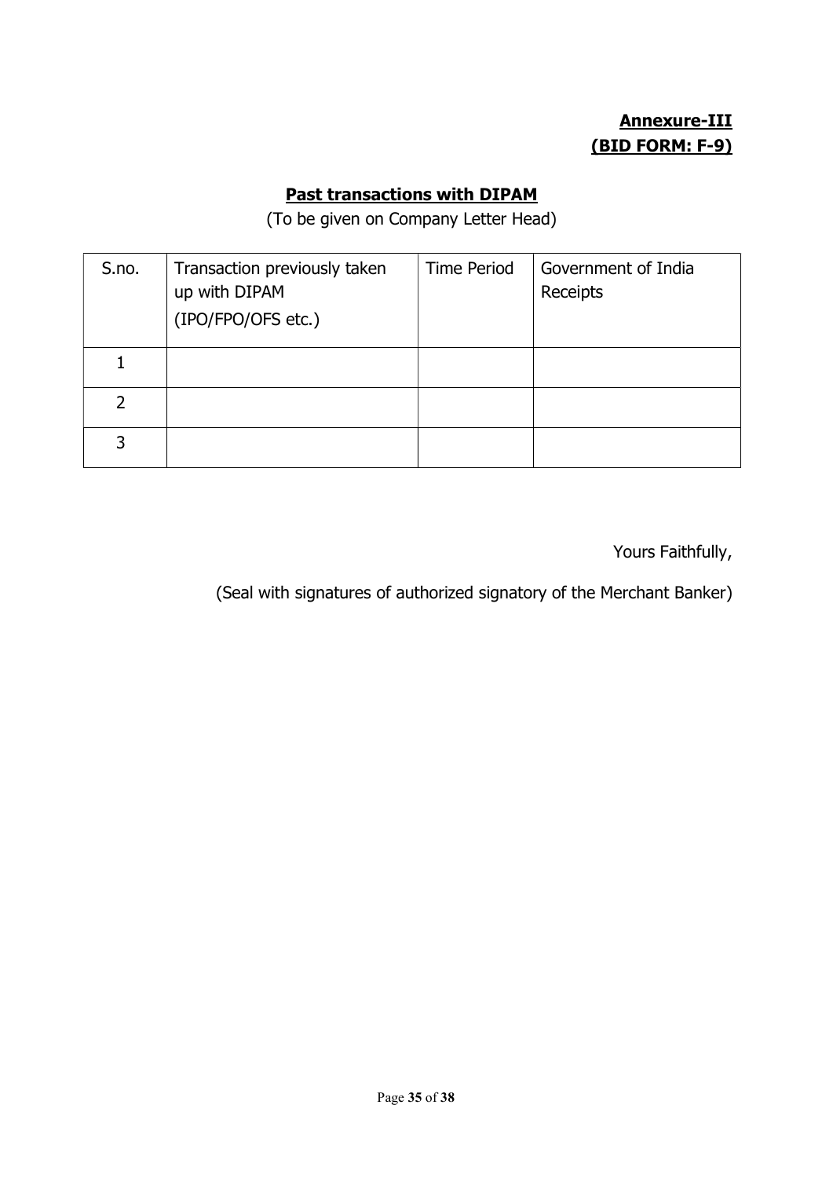**Annexure-III**
**(BID FORM: F-9)**

## Past transactions with DIPAM

(To be given on Company Letter Head)

| S.no. | Transaction previously taken up with DIPAM (IPO/FPO/OFS etc.) | Time Period | Government of India Receipts |
|---|---|---|---|
| 1 | | | |
| 2 | | | |
| 3 | | | |

Yours Faithfully,

(Seal with signatures of authorized signatory of the Merchant Banker)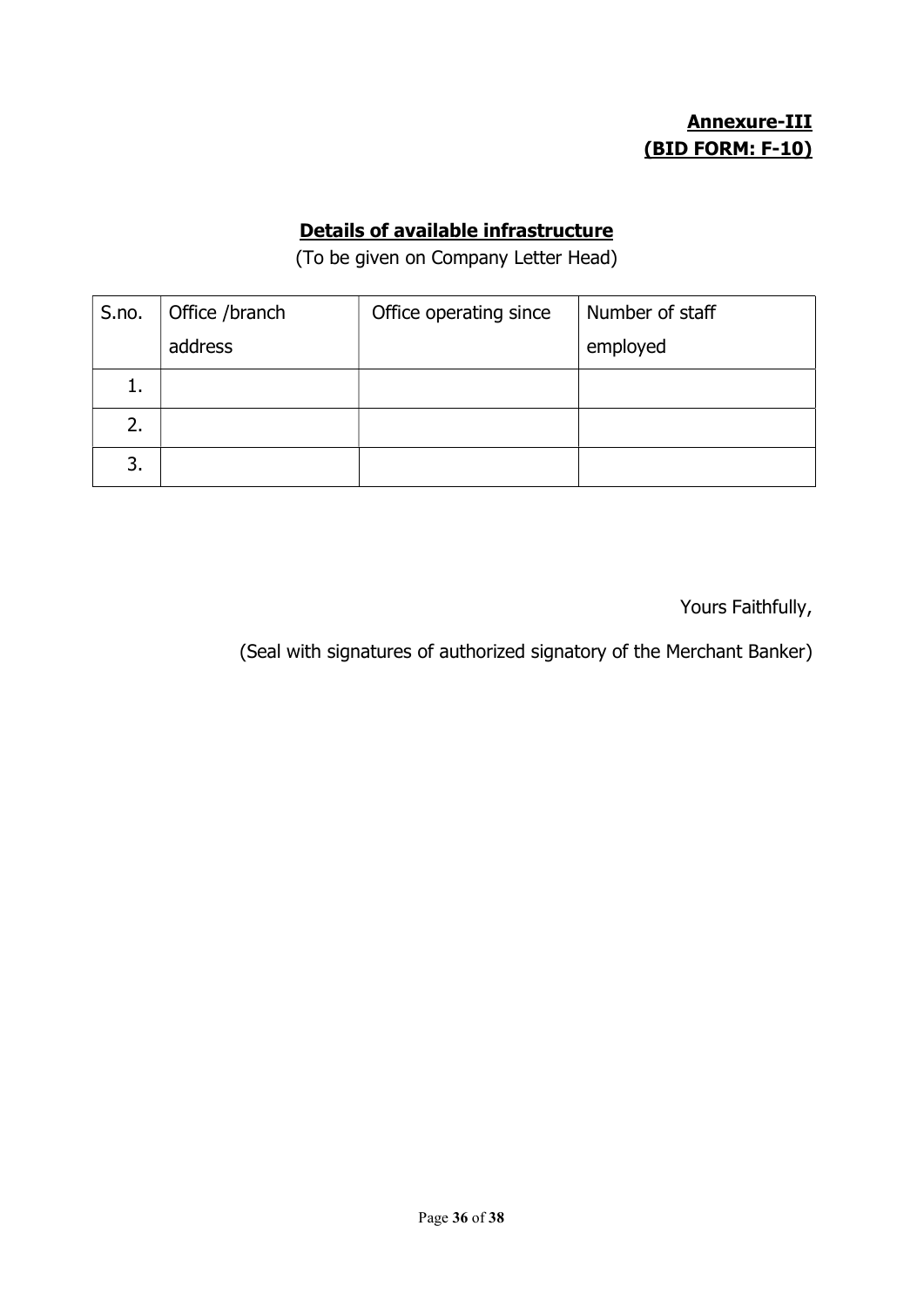**Annexure-III**
**(BID FORM: F-10)**

## Details of available infrastructure

(To be given on Company Letter Head)

| S.no. | Office /branch address | Office operating since | Number of staff employed |
|---|---|---|---|
| 1. | | | |
| 2. | | | |
| 3. | | | |

Yours Faithfully,

(Seal with signatures of authorized signatory of the Merchant Banker)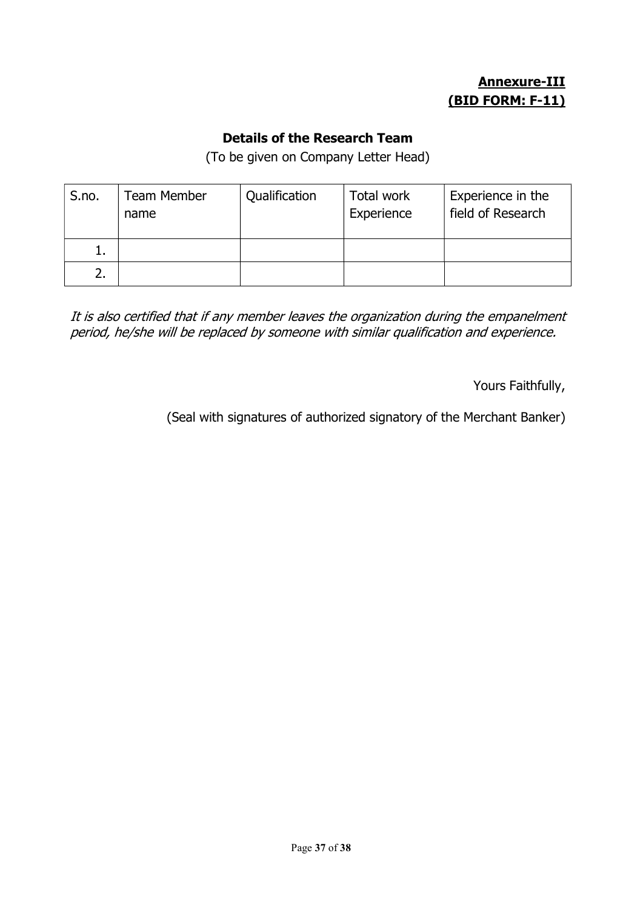**Annexure-III**
**(BID FORM: F-11)**

## Details of the Research Team

(To be given on Company Letter Head)

| S.no. | Team Member name | Qualification | Total work Experience | Experience in the field of Research |
|---|---|---|---|---|
| 1. | | | | |
| 2. | | | | |

*It is also certified that if any member leaves the organization during the empanelment period, he/she will be replaced by someone with similar qualification and experience.*

Yours Faithfully,

(Seal with signatures of authorized signatory of the Merchant Banker)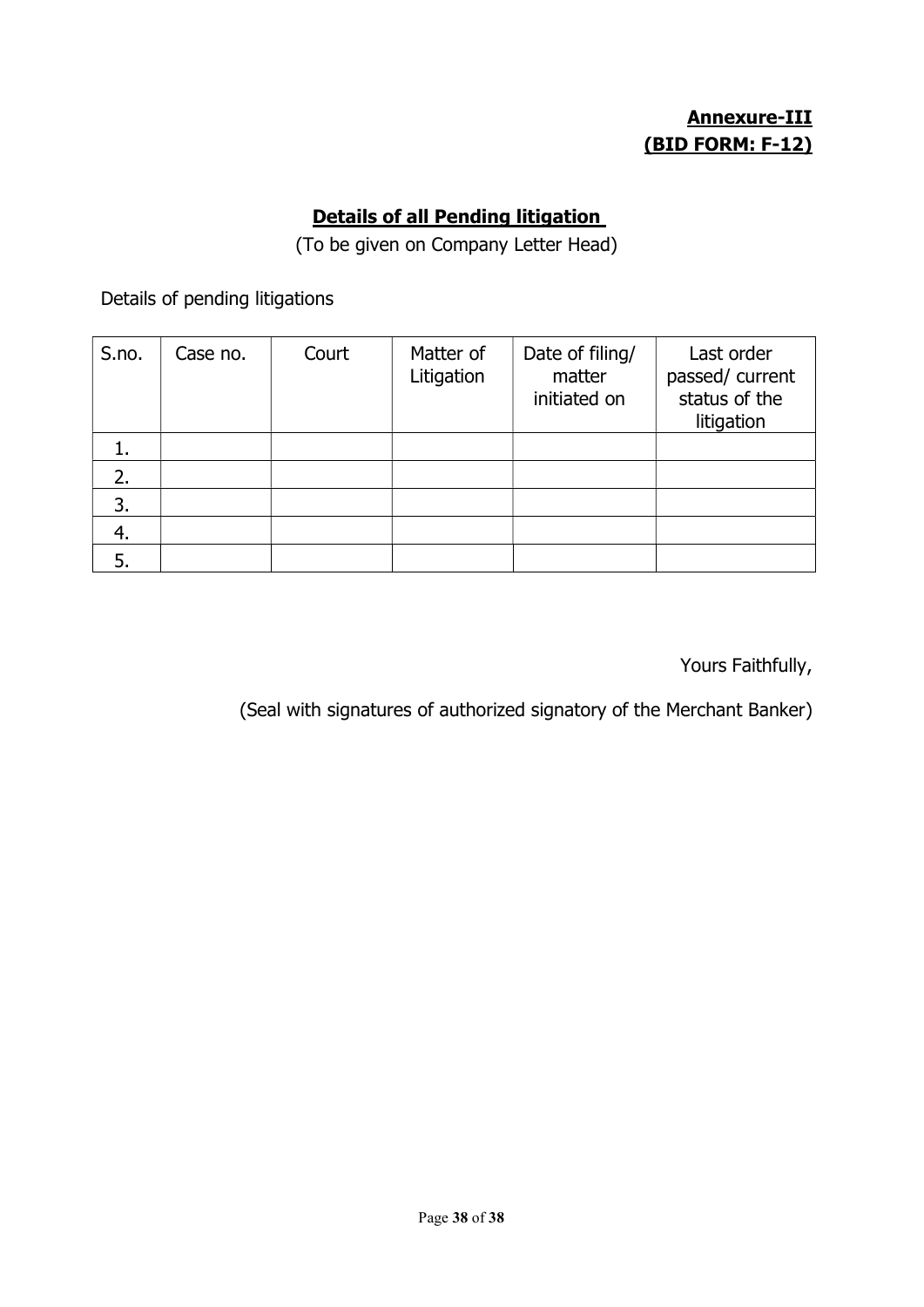**Annexure-III**
**(BID FORM: F-12)**

## Details of all Pending litigation

(To be given on Company Letter Head)

Details of pending litigations

| S.no. | Case no. | Court | Matter of Litigation | Date of filing/ matter initiated on | Last order passed/ current status of the litigation |
|---|---|---|---|---|---|
| 1. | | | | | |
| 2. | | | | | |
| 3. | | | | | |
| 4. | | | | | |
| 5. | | | | | |

Yours Faithfully,

(Seal with signatures of authorized signatory of the Merchant Banker)